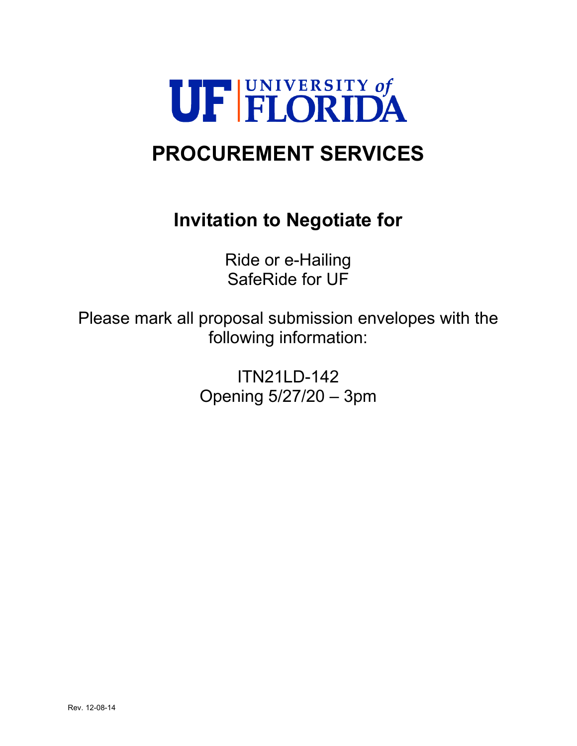UF | UNIVERSITY of FLORIDA

# PROCUREMENT SERVICES

## Invitation to Negotiate for

Ride or e-Hailing
SafeRide for UF

Please mark all proposal submission envelopes with the following information:

ITN21LD-142
Opening 5/27/20 – 3pm

Rev. 12-08-14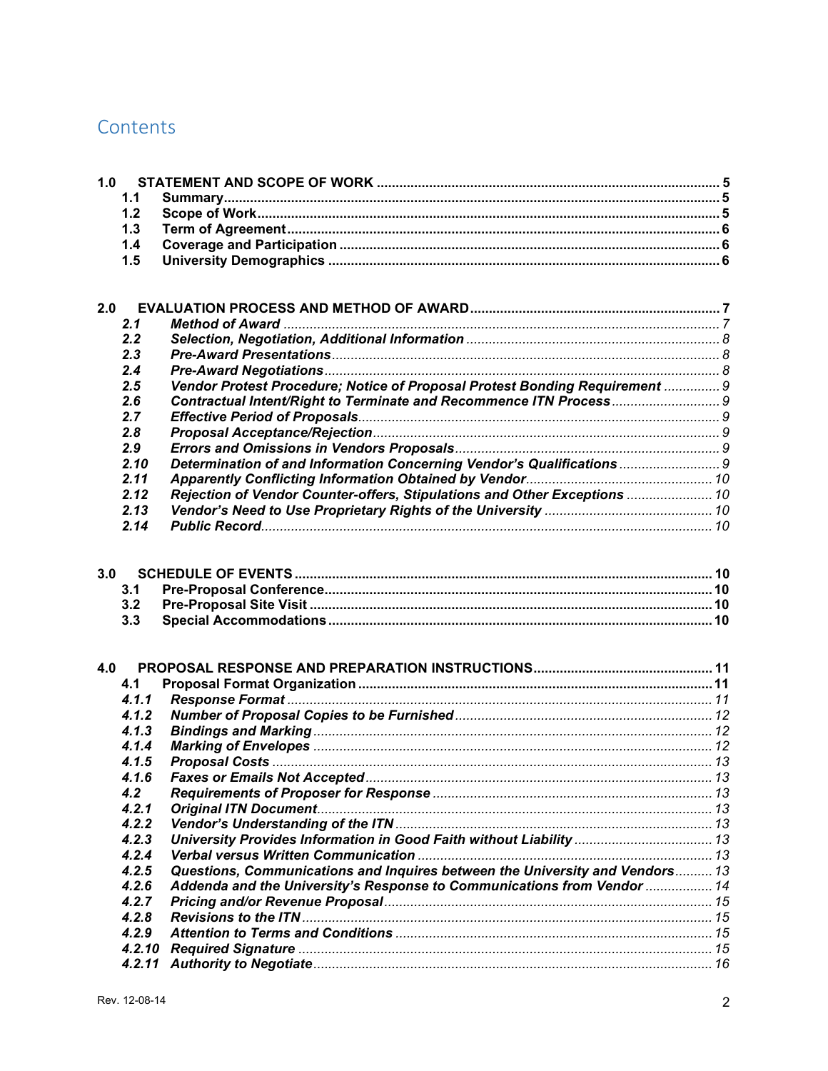## Contents

**1.0 STATEMENT AND SCOPE OF WORK** ..... 5
- **1.1 Summary** ..... 5
- **1.2 Scope of Work** ..... 5
- **1.3 Term of Agreement** ..... 6
- **1.4 Coverage and Participation** ..... 6
- **1.5 University Demographics** ..... 6

**2.0 EVALUATION PROCESS AND METHOD OF AWARD** ..... 7
- ***2.1 Method of Award*** ..... 7
- ***2.2 Selection, Negotiation, Additional Information*** ..... 8
- ***2.3 Pre-Award Presentations*** ..... 8
- ***2.4 Pre-Award Negotiations*** ..... 8
- ***2.5 Vendor Protest Procedure; Notice of Proposal Protest Bonding Requirement*** ..... 9
- ***2.6 Contractual Intent/Right to Terminate and Recommence ITN Process*** ..... 9
- ***2.7 Effective Period of Proposals*** ..... 9
- ***2.8 Proposal Acceptance/Rejection*** ..... 9
- ***2.9 Errors and Omissions in Vendors Proposals*** ..... 9
- ***2.10 Determination of and Information Concerning Vendor's Qualifications*** ..... 9
- ***2.11 Apparently Conflicting Information Obtained by Vendor*** ..... 10
- ***2.12 Rejection of Vendor Counter-offers, Stipulations and Other Exceptions*** ..... 10
- ***2.13 Vendor's Need to Use Proprietary Rights of the University*** ..... 10
- ***2.14 Public Record*** ..... 10

**3.0 SCHEDULE OF EVENTS** ..... 10
- **3.1 Pre-Proposal Conference** ..... 10
- **3.2 Pre-Proposal Site Visit** ..... 10
- **3.3 Special Accommodations** ..... 10

**4.0 PROPOSAL RESPONSE AND PREPARATION INSTRUCTIONS** ..... 11
- **4.1 Proposal Format Organization** ..... 11
- ***4.1.1 Response Format*** ..... 11
- ***4.1.2 Number of Proposal Copies to be Furnished*** ..... 12
- ***4.1.3 Bindings and Marking*** ..... 12
- ***4.1.4 Marking of Envelopes*** ..... 12
- ***4.1.5 Proposal Costs*** ..... 13
- ***4.1.6 Faxes or Emails Not Accepted*** ..... 13
- ***4.2 Requirements of Proposer for Response*** ..... 13
- ***4.2.1 Original ITN Document*** ..... 13
- ***4.2.2 Vendor's Understanding of the ITN*** ..... 13
- ***4.2.3 University Provides Information in Good Faith without Liability*** ..... 13
- ***4.2.4 Verbal versus Written Communication*** ..... 13
- ***4.2.5 Questions, Communications and Inquires between the University and Vendors*** ..... 13
- ***4.2.6 Addenda and the University's Response to Communications from Vendor*** ..... 14
- ***4.2.7 Pricing and/or Revenue Proposal*** ..... 15
- ***4.2.8 Revisions to the ITN*** ..... 15
- ***4.2.9 Attention to Terms and Conditions*** ..... 15
- ***4.2.10 Required Signature*** ..... 15
- ***4.2.11 Authority to Negotiate*** ..... 16

Rev. 12-08-14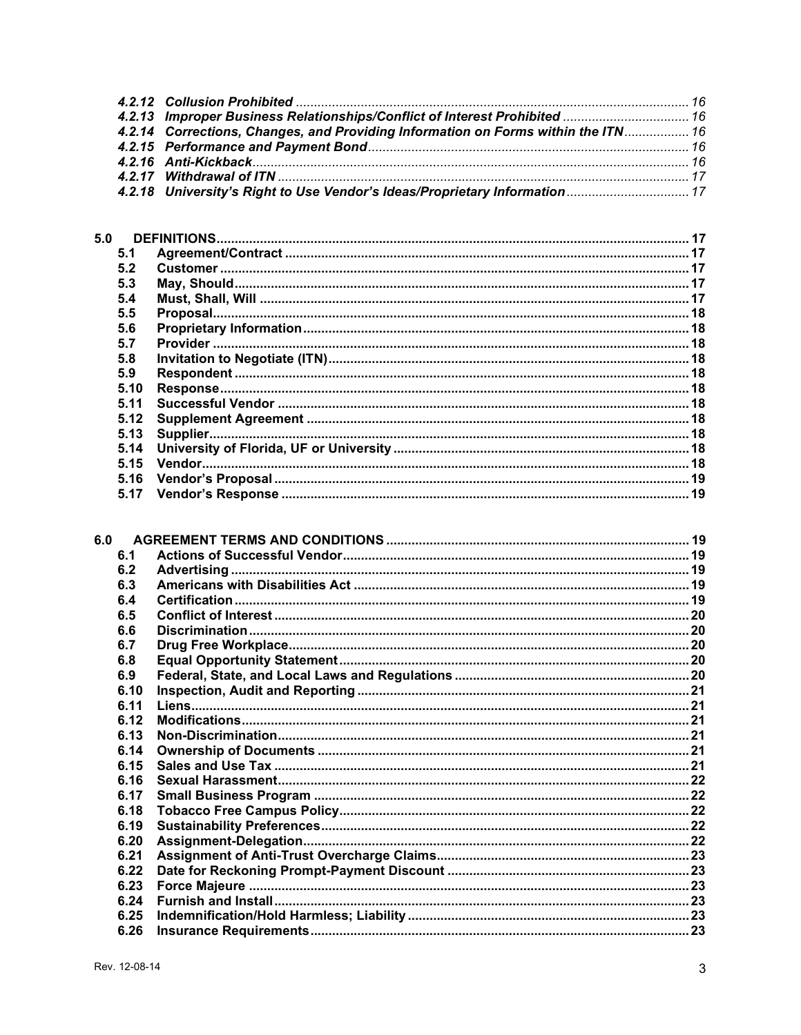*4.2.12 Collusion Prohibited* ........ 16
*4.2.13 Improper Business Relationships/Conflict of Interest Prohibited* ........ 16
*4.2.14 Corrections, Changes, and Providing Information on Forms within the ITN* ........ 16
*4.2.15 Performance and Payment Bond* ........ 16
*4.2.16 Anti-Kickback* ........ 16
*4.2.17 Withdrawal of ITN* ........ 17
*4.2.18 University's Right to Use Vendor's Ideas/Proprietary Information* ........ 17

**5.0 DEFINITIONS** ........ 17
- **5.1 Agreement/Contract** ........ 17
- **5.2 Customer** ........ 17
- **5.3 May, Should** ........ 17
- **5.4 Must, Shall, Will** ........ 17
- **5.5 Proposal** ........ 18
- **5.6 Proprietary Information** ........ 18
- **5.7 Provider** ........ 18
- **5.8 Invitation to Negotiate (ITN)** ........ 18
- **5.9 Respondent** ........ 18
- **5.10 Response** ........ 18
- **5.11 Successful Vendor** ........ 18
- **5.12 Supplement Agreement** ........ 18
- **5.13 Supplier** ........ 18
- **5.14 University of Florida, UF or University** ........ 18
- **5.15 Vendor** ........ 18
- **5.16 Vendor's Proposal** ........ 19
- **5.17 Vendor's Response** ........ 19

**6.0 AGREEMENT TERMS AND CONDITIONS** ........ 19
- **6.1 Actions of Successful Vendor** ........ 19
- **6.2 Advertising** ........ 19
- **6.3 Americans with Disabilities Act** ........ 19
- **6.4 Certification** ........ 19
- **6.5 Conflict of Interest** ........ 20
- **6.6 Discrimination** ........ 20
- **6.7 Drug Free Workplace** ........ 20
- **6.8 Equal Opportunity Statement** ........ 20
- **6.9 Federal, State, and Local Laws and Regulations** ........ 20
- **6.10 Inspection, Audit and Reporting** ........ 21
- **6.11 Liens** ........ 21
- **6.12 Modifications** ........ 21
- **6.13 Non-Discrimination** ........ 21
- **6.14 Ownership of Documents** ........ 21
- **6.15 Sales and Use Tax** ........ 21
- **6.16 Sexual Harassment** ........ 22
- **6.17 Small Business Program** ........ 22
- **6.18 Tobacco Free Campus Policy** ........ 22
- **6.19 Sustainability Preferences** ........ 22
- **6.20 Assignment-Delegation** ........ 22
- **6.21 Assignment of Anti-Trust Overcharge Claims** ........ 23
- **6.22 Date for Reckoning Prompt-Payment Discount** ........ 23
- **6.23 Force Majeure** ........ 23
- **6.24 Furnish and Install** ........ 23
- **6.25 Indemnification/Hold Harmless; Liability** ........ 23
- **6.26 Insurance Requirements** ........ 23

Rev. 12-08-14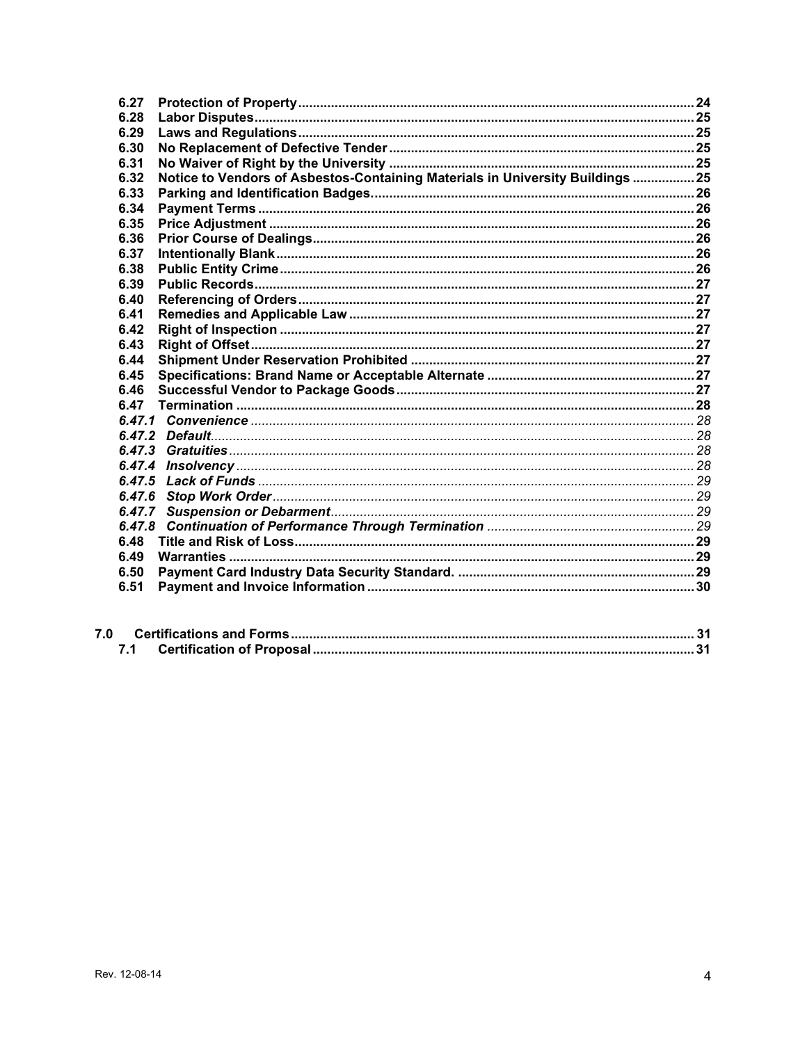**6.27 Protection of Property** ........ **24**
**6.28 Labor Disputes** ........ **25**
**6.29 Laws and Regulations** ........ **25**
**6.30 No Replacement of Defective Tender** ........ **25**
**6.31 No Waiver of Right by the University** ........ **25**
**6.32 Notice to Vendors of Asbestos-Containing Materials in University Buildings** ........ **25**
**6.33 Parking and Identification Badges.** ........ **26**
**6.34 Payment Terms** ........ **26**
**6.35 Price Adjustment** ........ **26**
**6.36 Prior Course of Dealings** ........ **26**
**6.37 Intentionally Blank** ........ **26**
**6.38 Public Entity Crime** ........ **26**
**6.39 Public Records** ........ **27**
**6.40 Referencing of Orders** ........ **27**
**6.41 Remedies and Applicable Law** ........ **27**
**6.42 Right of Inspection** ........ **27**
**6.43 Right of Offset** ........ **27**
**6.44 Shipment Under Reservation Prohibited** ........ **27**
**6.45 Specifications: Brand Name or Acceptable Alternate** ........ **27**
**6.46 Successful Vendor to Package Goods** ........ **27**
**6.47 Termination** ........ **28**
***6.47.1 Convenience*** ........ *28*
***6.47.2 Default*** ........ *28*
***6.47.3 Gratuities*** ........ *28*
***6.47.4 Insolvency*** ........ *28*
***6.47.5 Lack of Funds*** ........ *29*
***6.47.6 Stop Work Order*** ........ *29*
***6.47.7 Suspension or Debarment*** ........ *29*
***6.47.8 Continuation of Performance Through Termination*** ........ *29*
**6.48 Title and Risk of Loss** ........ **29**
**6.49 Warranties** ........ **29**
**6.50 Payment Card Industry Data Security Standard.** ........ **29**
**6.51 Payment and Invoice Information** ........ **30**

**7.0 Certifications and Forms** ........ **31**
**7.1 Certification of Proposal** ........ **31**

Rev. 12-08-14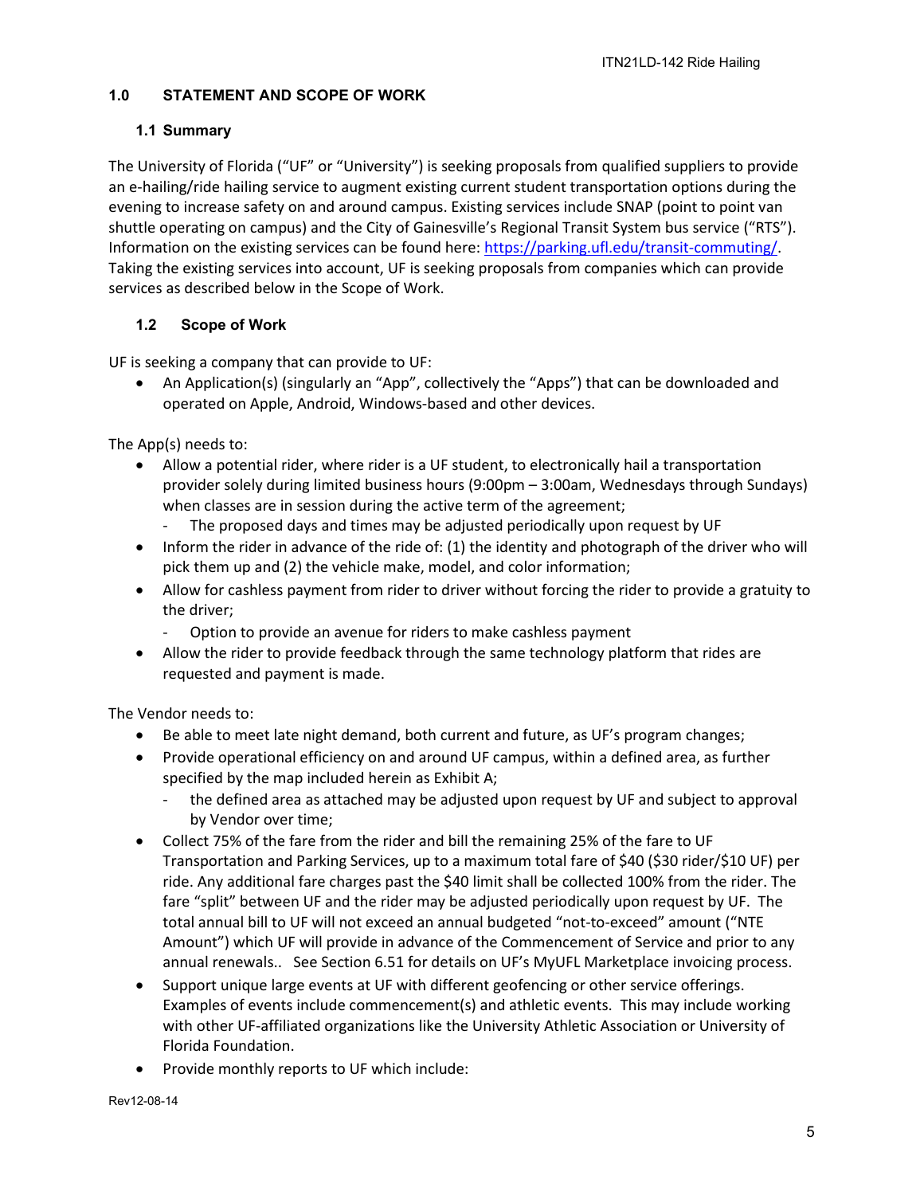## 1.0 STATEMENT AND SCOPE OF WORK

### 1.1 Summary

The University of Florida ("UF" or "University") is seeking proposals from qualified suppliers to provide an e-hailing/ride hailing service to augment existing current student transportation options during the evening to increase safety on and around campus. Existing services include SNAP (point to point van shuttle operating on campus) and the City of Gainesville's Regional Transit System bus service ("RTS"). Information on the existing services can be found here: https://parking.ufl.edu/transit-commuting/. Taking the existing services into account, UF is seeking proposals from companies which can provide services as described below in the Scope of Work.

### 1.2 Scope of Work

UF is seeking a company that can provide to UF:

- An Application(s) (singularly an "App", collectively the "Apps") that can be downloaded and operated on Apple, Android, Windows-based and other devices.

The App(s) needs to:

- Allow a potential rider, where rider is a UF student, to electronically hail a transportation provider solely during limited business hours (9:00pm – 3:00am, Wednesdays through Sundays) when classes are in session during the active term of the agreement;
  - The proposed days and times may be adjusted periodically upon request by UF
- Inform the rider in advance of the ride of: (1) the identity and photograph of the driver who will pick them up and (2) the vehicle make, model, and color information;
- Allow for cashless payment from rider to driver without forcing the rider to provide a gratuity to the driver;
  - Option to provide an avenue for riders to make cashless payment
- Allow the rider to provide feedback through the same technology platform that rides are requested and payment is made.

The Vendor needs to:

- Be able to meet late night demand, both current and future, as UF's program changes;
- Provide operational efficiency on and around UF campus, within a defined area, as further specified by the map included herein as Exhibit A;
  - the defined area as attached may be adjusted upon request by UF and subject to approval by Vendor over time;
- Collect 75% of the fare from the rider and bill the remaining 25% of the fare to UF Transportation and Parking Services, up to a maximum total fare of $40 ($30 rider/$10 UF) per ride. Any additional fare charges past the $40 limit shall be collected 100% from the rider. The fare "split" between UF and the rider may be adjusted periodically upon request by UF. The total annual bill to UF will not exceed an annual budgeted "not-to-exceed" amount ("NTE Amount") which UF will provide in advance of the Commencement of Service and prior to any annual renewals.. See Section 6.51 for details on UF's MyUFL Marketplace invoicing process.
- Support unique large events at UF with different geofencing or other service offerings. Examples of events include commencement(s) and athletic events. This may include working with other UF-affiliated organizations like the University Athletic Association or University of Florida Foundation.
- Provide monthly reports to UF which include: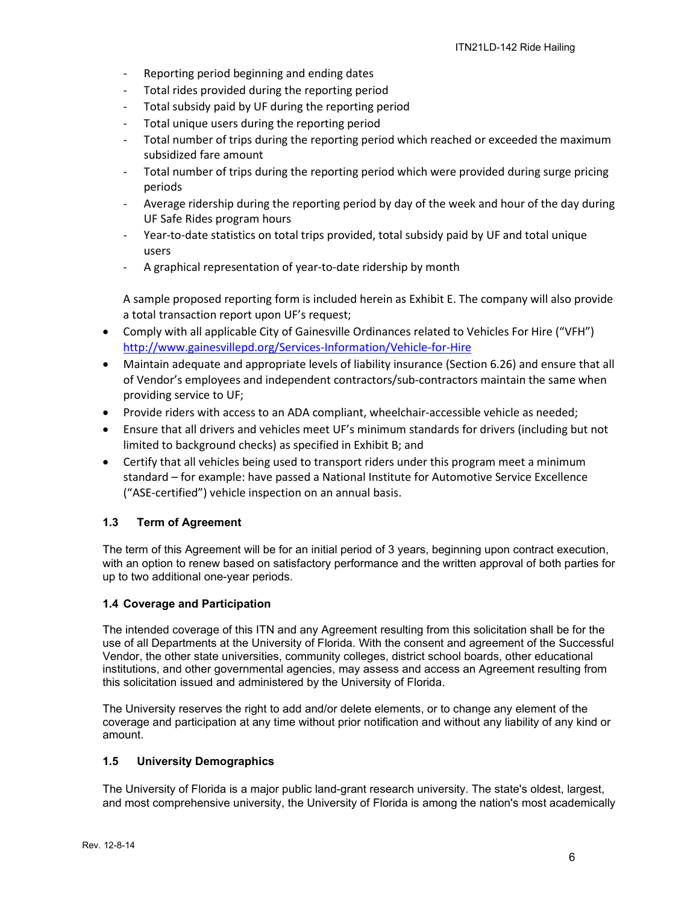- Reporting period beginning and ending dates
- Total rides provided during the reporting period
- Total subsidy paid by UF during the reporting period
- Total unique users during the reporting period
- Total number of trips during the reporting period which reached or exceeded the maximum subsidized fare amount
- Total number of trips during the reporting period which were provided during surge pricing periods
- Average ridership during the reporting period by day of the week and hour of the day during UF Safe Rides program hours
- Year-to-date statistics on total trips provided, total subsidy paid by UF and total unique users
- A graphical representation of year-to-date ridership by month

  A sample proposed reporting form is included herein as Exhibit E. The company will also provide a total transaction report upon UF's request;

- Comply with all applicable City of Gainesville Ordinances related to Vehicles For Hire ("VFH") http://www.gainesvillepd.org/Services-Information/Vehicle-for-Hire
- Maintain adequate and appropriate levels of liability insurance (Section 6.26) and ensure that all of Vendor's employees and independent contractors/sub-contractors maintain the same when providing service to UF;
- Provide riders with access to an ADA compliant, wheelchair-accessible vehicle as needed;
- Ensure that all drivers and vehicles meet UF's minimum standards for drivers (including but not limited to background checks) as specified in Exhibit B; and
- Certify that all vehicles being used to transport riders under this program meet a minimum standard – for example: have passed a National Institute for Automotive Service Excellence ("ASE-certified") vehicle inspection on an annual basis.

### 1.3 Term of Agreement

The term of this Agreement will be for an initial period of 3 years, beginning upon contract execution, with an option to renew based on satisfactory performance and the written approval of both parties for up to two additional one-year periods.

### 1.4 Coverage and Participation

The intended coverage of this ITN and any Agreement resulting from this solicitation shall be for the use of all Departments at the University of Florida. With the consent and agreement of the Successful Vendor, the other state universities, community colleges, district school boards, other educational institutions, and other governmental agencies, may assess and access an Agreement resulting from this solicitation issued and administered by the University of Florida.

The University reserves the right to add and/or delete elements, or to change any element of the coverage and participation at any time without prior notification and without any liability of any kind or amount.

### 1.5 University Demographics

The University of Florida is a major public land-grant research university. The state's oldest, largest, and most comprehensive university, the University of Florida is among the nation's most academically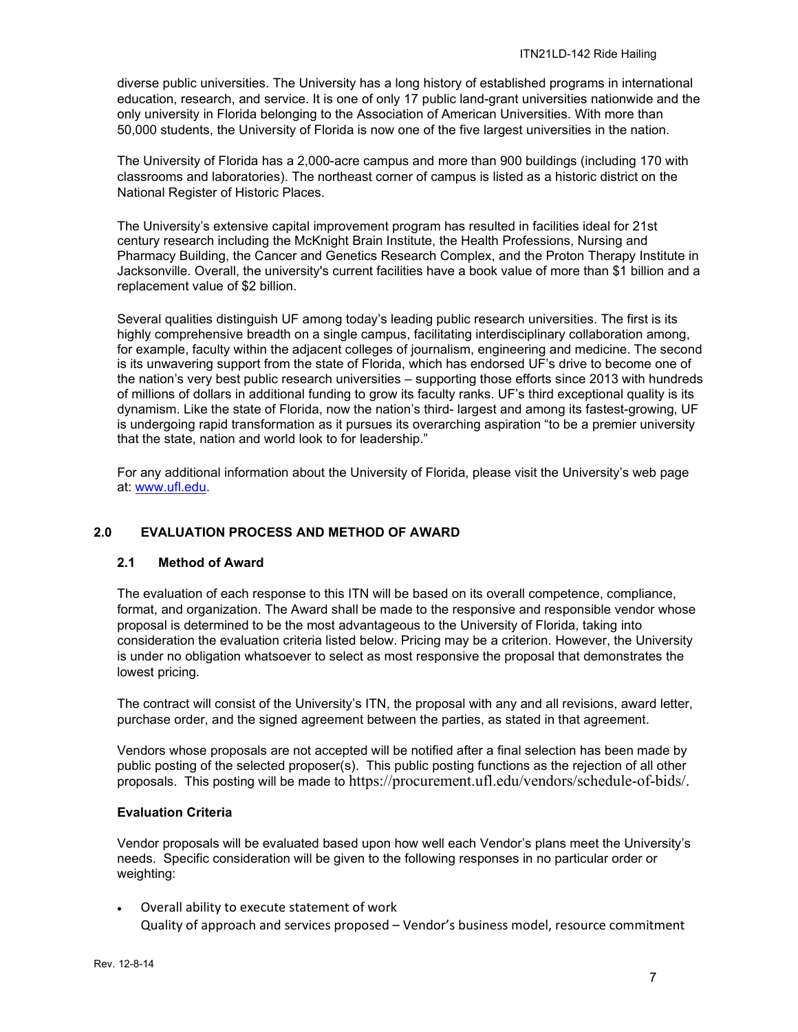diverse public universities. The University has a long history of established programs in international education, research, and service. It is one of only 17 public land-grant universities nationwide and the only university in Florida belonging to the Association of American Universities. With more than 50,000 students, the University of Florida is now one of the five largest universities in the nation.

The University of Florida has a 2,000-acre campus and more than 900 buildings (including 170 with classrooms and laboratories). The northeast corner of campus is listed as a historic district on the National Register of Historic Places.

The University's extensive capital improvement program has resulted in facilities ideal for 21st century research including the McKnight Brain Institute, the Health Professions, Nursing and Pharmacy Building, the Cancer and Genetics Research Complex, and the Proton Therapy Institute in Jacksonville. Overall, the university's current facilities have a book value of more than $1 billion and a replacement value of $2 billion.

Several qualities distinguish UF among today's leading public research universities. The first is its highly comprehensive breadth on a single campus, facilitating interdisciplinary collaboration among, for example, faculty within the adjacent colleges of journalism, engineering and medicine. The second is its unwavering support from the state of Florida, which has endorsed UF's drive to become one of the nation's very best public research universities – supporting those efforts since 2013 with hundreds of millions of dollars in additional funding to grow its faculty ranks. UF's third exceptional quality is its dynamism. Like the state of Florida, now the nation's third- largest and among its fastest-growing, UF is undergoing rapid transformation as it pursues its overarching aspiration "to be a premier university that the state, nation and world look to for leadership."

For any additional information about the University of Florida, please visit the University's web page at: www.ufl.edu.

## 2.0 EVALUATION PROCESS AND METHOD OF AWARD

### 2.1 Method of Award

The evaluation of each response to this ITN will be based on its overall competence, compliance, format, and organization. The Award shall be made to the responsive and responsible vendor whose proposal is determined to be the most advantageous to the University of Florida, taking into consideration the evaluation criteria listed below. Pricing may be a criterion. However, the University is under no obligation whatsoever to select as most responsive the proposal that demonstrates the lowest pricing.

The contract will consist of the University's ITN, the proposal with any and all revisions, award letter, purchase order, and the signed agreement between the parties, as stated in that agreement.

Vendors whose proposals are not accepted will be notified after a final selection has been made by public posting of the selected proposer(s). This public posting functions as the rejection of all other proposals. This posting will be made to https://procurement.ufl.edu/vendors/schedule-of-bids/.

**Evaluation Criteria**

Vendor proposals will be evaluated based upon how well each Vendor's plans meet the University's needs. Specific consideration will be given to the following responses in no particular order or weighting:

- Overall ability to execute statement of work
  Quality of approach and services proposed – Vendor's business model, resource commitment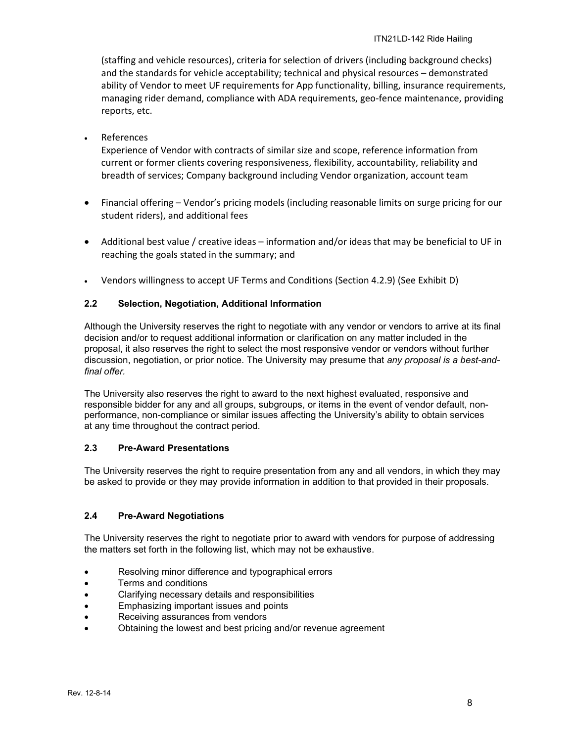(staffing and vehicle resources), criteria for selection of drivers (including background checks) and the standards for vehicle acceptability; technical and physical resources – demonstrated ability of Vendor to meet UF requirements for App functionality, billing, insurance requirements, managing rider demand, compliance with ADA requirements, geo-fence maintenance, providing reports, etc.

- References
  Experience of Vendor with contracts of similar size and scope, reference information from current or former clients covering responsiveness, flexibility, accountability, reliability and breadth of services; Company background including Vendor organization, account team

- Financial offering – Vendor's pricing models (including reasonable limits on surge pricing for our student riders), and additional fees

- Additional best value / creative ideas – information and/or ideas that may be beneficial to UF in reaching the goals stated in the summary; and

- Vendors willingness to accept UF Terms and Conditions (Section 4.2.9) (See Exhibit D)

### 2.2 Selection, Negotiation, Additional Information

Although the University reserves the right to negotiate with any vendor or vendors to arrive at its final decision and/or to request additional information or clarification on any matter included in the proposal, it also reserves the right to select the most responsive vendor or vendors without further discussion, negotiation, or prior notice. The University may presume that *any proposal is a best-and-final offer*.

The University also reserves the right to award to the next highest evaluated, responsive and responsible bidder for any and all groups, subgroups, or items in the event of vendor default, non-performance, non-compliance or similar issues affecting the University's ability to obtain services at any time throughout the contract period.

### 2.3 Pre-Award Presentations

The University reserves the right to require presentation from any and all vendors, in which they may be asked to provide or they may provide information in addition to that provided in their proposals.

### 2.4 Pre-Award Negotiations

The University reserves the right to negotiate prior to award with vendors for purpose of addressing the matters set forth in the following list, which may not be exhaustive.

- Resolving minor difference and typographical errors
- Terms and conditions
- Clarifying necessary details and responsibilities
- Emphasizing important issues and points
- Receiving assurances from vendors
- Obtaining the lowest and best pricing and/or revenue agreement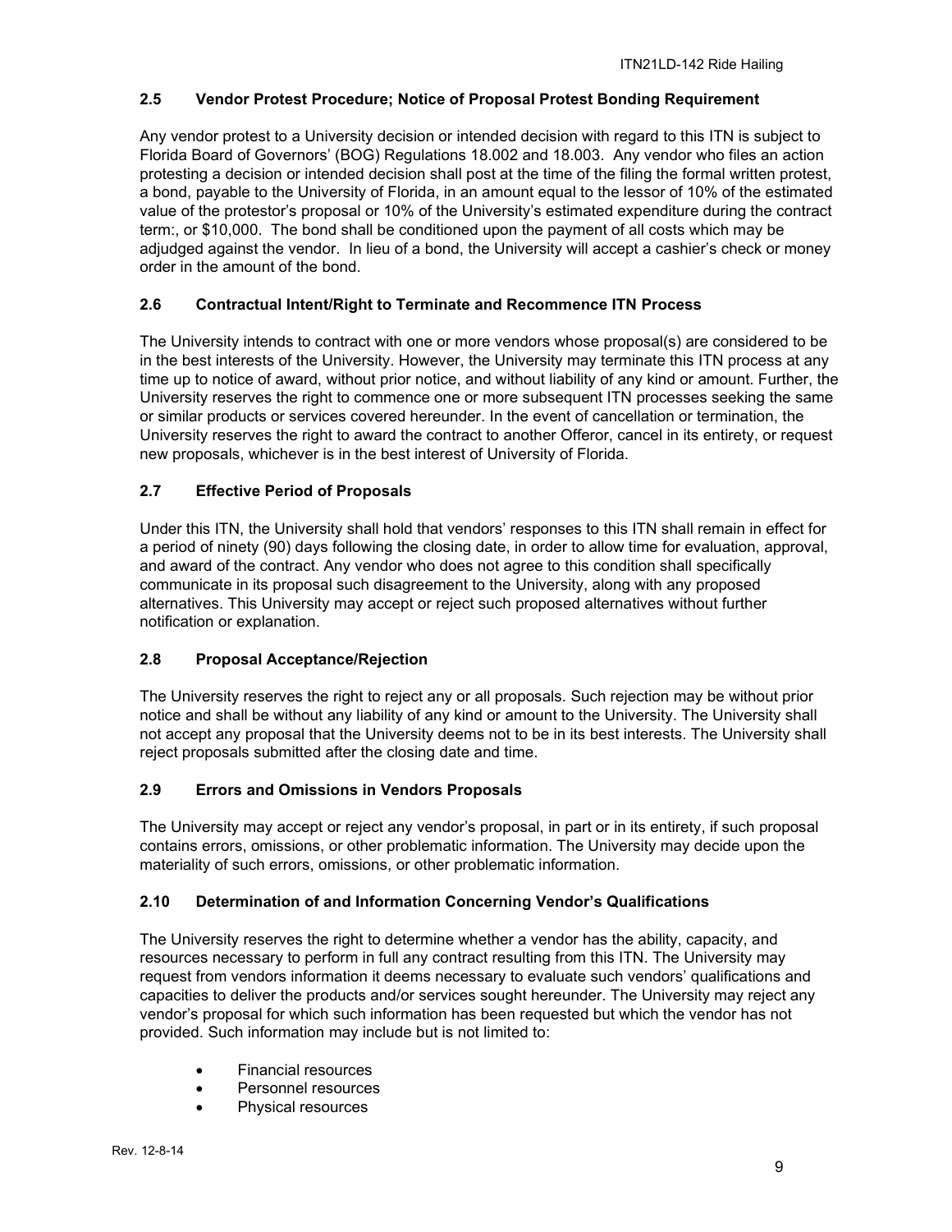### 2.5 Vendor Protest Procedure; Notice of Proposal Protest Bonding Requirement

Any vendor protest to a University decision or intended decision with regard to this ITN is subject to Florida Board of Governors' (BOG) Regulations 18.002 and 18.003. Any vendor who files an action protesting a decision or intended decision shall post at the time of the filing the formal written protest, a bond, payable to the University of Florida, in an amount equal to the lessor of 10% of the estimated value of the protestor's proposal or 10% of the University's estimated expenditure during the contract term:, or $10,000. The bond shall be conditioned upon the payment of all costs which may be adjudged against the vendor. In lieu of a bond, the University will accept a cashier's check or money order in the amount of the bond.

### 2.6 Contractual Intent/Right to Terminate and Recommence ITN Process

The University intends to contract with one or more vendors whose proposal(s) are considered to be in the best interests of the University. However, the University may terminate this ITN process at any time up to notice of award, without prior notice, and without liability of any kind or amount. Further, the University reserves the right to commence one or more subsequent ITN processes seeking the same or similar products or services covered hereunder. In the event of cancellation or termination, the University reserves the right to award the contract to another Offeror, cancel in its entirety, or request new proposals, whichever is in the best interest of University of Florida.

### 2.7 Effective Period of Proposals

Under this ITN, the University shall hold that vendors' responses to this ITN shall remain in effect for a period of ninety (90) days following the closing date, in order to allow time for evaluation, approval, and award of the contract. Any vendor who does not agree to this condition shall specifically communicate in its proposal such disagreement to the University, along with any proposed alternatives. This University may accept or reject such proposed alternatives without further notification or explanation.

### 2.8 Proposal Acceptance/Rejection

The University reserves the right to reject any or all proposals. Such rejection may be without prior notice and shall be without any liability of any kind or amount to the University. The University shall not accept any proposal that the University deems not to be in its best interests. The University shall reject proposals submitted after the closing date and time.

### 2.9 Errors and Omissions in Vendors Proposals

The University may accept or reject any vendor's proposal, in part or in its entirety, if such proposal contains errors, omissions, or other problematic information. The University may decide upon the materiality of such errors, omissions, or other problematic information.

### 2.10 Determination of and Information Concerning Vendor's Qualifications

The University reserves the right to determine whether a vendor has the ability, capacity, and resources necessary to perform in full any contract resulting from this ITN. The University may request from vendors information it deems necessary to evaluate such vendors' qualifications and capacities to deliver the products and/or services sought hereunder. The University may reject any vendor's proposal for which such information has been requested but which the vendor has not provided. Such information may include but is not limited to:

- Financial resources
- Personnel resources
- Physical resources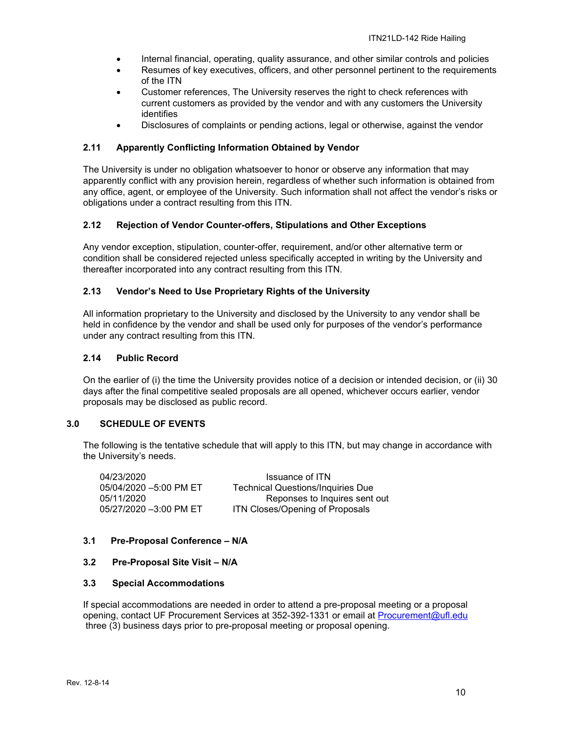- Internal financial, operating, quality assurance, and other similar controls and policies
- Resumes of key executives, officers, and other personnel pertinent to the requirements of the ITN
- Customer references, The University reserves the right to check references with current customers as provided by the vendor and with any customers the University identifies
- Disclosures of complaints or pending actions, legal or otherwise, against the vendor

### 2.11 Apparently Conflicting Information Obtained by Vendor

The University is under no obligation whatsoever to honor or observe any information that may apparently conflict with any provision herein, regardless of whether such information is obtained from any office, agent, or employee of the University. Such information shall not affect the vendor's risks or obligations under a contract resulting from this ITN.

### 2.12 Rejection of Vendor Counter-offers, Stipulations and Other Exceptions

Any vendor exception, stipulation, counter-offer, requirement, and/or other alternative term or condition shall be considered rejected unless specifically accepted in writing by the University and thereafter incorporated into any contract resulting from this ITN.

### 2.13 Vendor's Need to Use Proprietary Rights of the University

All information proprietary to the University and disclosed by the University to any vendor shall be held in confidence by the vendor and shall be used only for purposes of the vendor's performance under any contract resulting from this ITN.

### 2.14 Public Record

On the earlier of (i) the time the University provides notice of a decision or intended decision, or (ii) 30 days after the final competitive sealed proposals are all opened, whichever occurs earlier, vendor proposals may be disclosed as public record.

## 3.0 SCHEDULE OF EVENTS

The following is the tentative schedule that will apply to this ITN, but may change in accordance with the University's needs.

| | |
|---|---|
| 04/23/2020 | Issuance of ITN |
| 05/04/2020 –5:00 PM ET | Technical Questions/Inquiries Due |
| 05/11/2020 | Reponses to Inquires sent out |
| 05/27/2020 –3:00 PM ET | ITN Closes/Opening of Proposals |

### 3.1 Pre-Proposal Conference – N/A

### 3.2 Pre-Proposal Site Visit – N/A

### 3.3 Special Accommodations

If special accommodations are needed in order to attend a pre-proposal meeting or a proposal opening, contact UF Procurement Services at 352-392-1331 or email at Procurement@ufl.edu three (3) business days prior to pre-proposal meeting or proposal opening.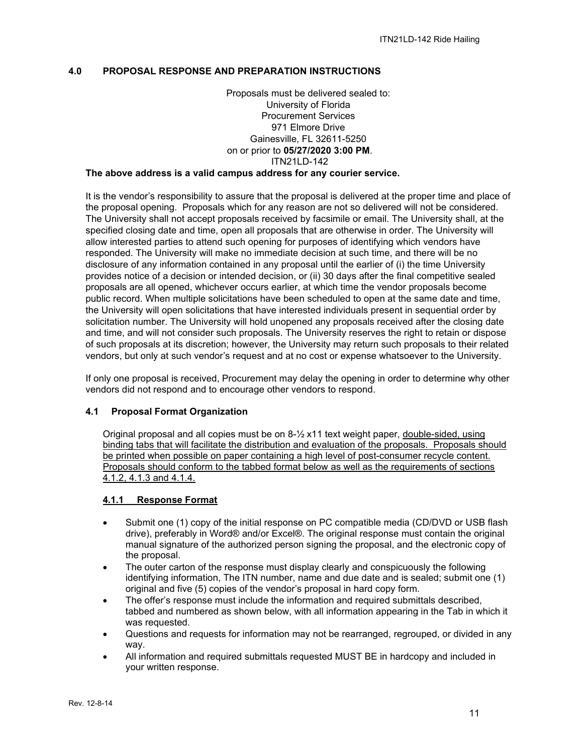## 4.0 PROPOSAL RESPONSE AND PREPARATION INSTRUCTIONS

Proposals must be delivered sealed to:
University of Florida
Procurement Services
971 Elmore Drive
Gainesville, FL 32611-5250
on or prior to **05/27/2020 3:00 PM**.
ITN21LD-142

**The above address is a valid campus address for any courier service.**

It is the vendor's responsibility to assure that the proposal is delivered at the proper time and place of the proposal opening. Proposals which for any reason are not so delivered will not be considered. The University shall not accept proposals received by facsimile or email. The University shall, at the specified closing date and time, open all proposals that are otherwise in order. The University will allow interested parties to attend such opening for purposes of identifying which vendors have responded. The University will make no immediate decision at such time, and there will be no disclosure of any information contained in any proposal until the earlier of (i) the time University provides notice of a decision or intended decision, or (ii) 30 days after the final competitive sealed proposals are all opened, whichever occurs earlier, at which time the vendor proposals become public record. When multiple solicitations have been scheduled to open at the same date and time, the University will open solicitations that have interested individuals present in sequential order by solicitation number. The University will hold unopened any proposals received after the closing date and time, and will not consider such proposals. The University reserves the right to retain or dispose of such proposals at its discretion; however, the University may return such proposals to their related vendors, but only at such vendor's request and at no cost or expense whatsoever to the University.

If only one proposal is received, Procurement may delay the opening in order to determine why other vendors did not respond and to encourage other vendors to respond.

### 4.1 Proposal Format Organization

Original proposal and all copies must be on 8-½ x11 text weight paper, double-sided, using binding tabs that will facilitate the distribution and evaluation of the proposals. Proposals should be printed when possible on paper containing a high level of post-consumer recycle content. Proposals should conform to the tabbed format below as well as the requirements of sections 4.1.2, 4.1.3 and 4.1.4.

#### 4.1.1 Response Format

- Submit one (1) copy of the initial response on PC compatible media (CD/DVD or USB flash drive), preferably in Word® and/or Excel®. The original response must contain the original manual signature of the authorized person signing the proposal, and the electronic copy of the proposal.
- The outer carton of the response must display clearly and conspicuously the following identifying information, The ITN number, name and due date and is sealed; submit one (1) original and five (5) copies of the vendor's proposal in hard copy form.
- The offer's response must include the information and required submittals described, tabbed and numbered as shown below, with all information appearing in the Tab in which it was requested.
- Questions and requests for information may not be rearranged, regrouped, or divided in any way.
- All information and required submittals requested MUST BE in hardcopy and included in your written response.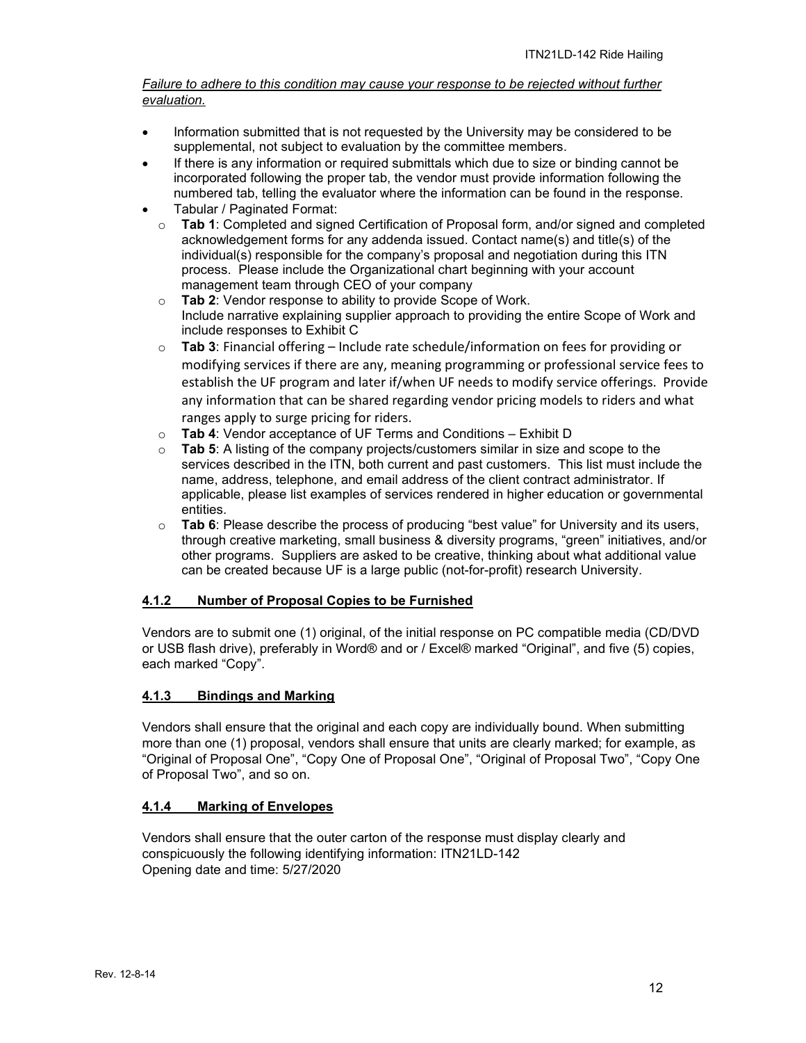*Failure to adhere to this condition may cause your response to be rejected without further evaluation.*

- Information submitted that is not requested by the University may be considered to be supplemental, not subject to evaluation by the committee members.
- If there is any information or required submittals which due to size or binding cannot be incorporated following the proper tab, the vendor must provide information following the numbered tab, telling the evaluator where the information can be found in the response.
- Tabular / Paginated Format:
  - **Tab 1**: Completed and signed Certification of Proposal form, and/or signed and completed acknowledgement forms for any addenda issued. Contact name(s) and title(s) of the individual(s) responsible for the company's proposal and negotiation during this ITN process. Please include the Organizational chart beginning with your account management team through CEO of your company
  - **Tab 2**: Vendor response to ability to provide Scope of Work. Include narrative explaining supplier approach to providing the entire Scope of Work and include responses to Exhibit C
  - **Tab 3**: Financial offering – Include rate schedule/information on fees for providing or modifying services if there are any, meaning programming or professional service fees to establish the UF program and later if/when UF needs to modify service offerings. Provide any information that can be shared regarding vendor pricing models to riders and what ranges apply to surge pricing for riders.
  - **Tab 4**: Vendor acceptance of UF Terms and Conditions – Exhibit D
  - **Tab 5**: A listing of the company projects/customers similar in size and scope to the services described in the ITN, both current and past customers. This list must include the name, address, telephone, and email address of the client contract administrator. If applicable, please list examples of services rendered in higher education or governmental entities.
  - **Tab 6**: Please describe the process of producing "best value" for University and its users, through creative marketing, small business & diversity programs, "green" initiatives, and/or other programs. Suppliers are asked to be creative, thinking about what additional value can be created because UF is a large public (not-for-profit) research University.

### 4.1.2 Number of Proposal Copies to be Furnished

Vendors are to submit one (1) original, of the initial response on PC compatible media (CD/DVD or USB flash drive), preferably in Word® and or / Excel® marked "Original", and five (5) copies, each marked "Copy".

### 4.1.3 Bindings and Marking

Vendors shall ensure that the original and each copy are individually bound. When submitting more than one (1) proposal, vendors shall ensure that units are clearly marked; for example, as "Original of Proposal One", "Copy One of Proposal One", "Original of Proposal Two", "Copy One of Proposal Two", and so on.

### 4.1.4 Marking of Envelopes

Vendors shall ensure that the outer carton of the response must display clearly and conspicuously the following identifying information: ITN21LD-142
Opening date and time: 5/27/2020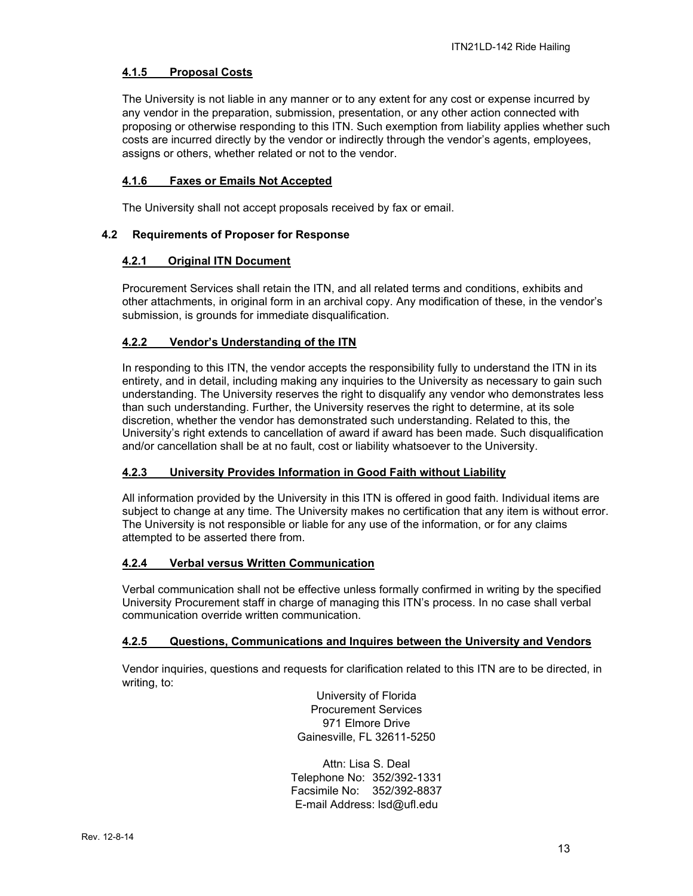#### 4.1.5 Proposal Costs

The University is not liable in any manner or to any extent for any cost or expense incurred by any vendor in the preparation, submission, presentation, or any other action connected with proposing or otherwise responding to this ITN. Such exemption from liability applies whether such costs are incurred directly by the vendor or indirectly through the vendor's agents, employees, assigns or others, whether related or not to the vendor.

#### 4.1.6 Faxes or Emails Not Accepted

The University shall not accept proposals received by fax or email.

### 4.2 Requirements of Proposer for Response

#### 4.2.1 Original ITN Document

Procurement Services shall retain the ITN, and all related terms and conditions, exhibits and other attachments, in original form in an archival copy. Any modification of these, in the vendor's submission, is grounds for immediate disqualification.

#### 4.2.2 Vendor's Understanding of the ITN

In responding to this ITN, the vendor accepts the responsibility fully to understand the ITN in its entirety, and in detail, including making any inquiries to the University as necessary to gain such understanding. The University reserves the right to disqualify any vendor who demonstrates less than such understanding. Further, the University reserves the right to determine, at its sole discretion, whether the vendor has demonstrated such understanding. Related to this, the University's right extends to cancellation of award if award has been made. Such disqualification and/or cancellation shall be at no fault, cost or liability whatsoever to the University.

#### 4.2.3 University Provides Information in Good Faith without Liability

All information provided by the University in this ITN is offered in good faith. Individual items are subject to change at any time. The University makes no certification that any item is without error. The University is not responsible or liable for any use of the information, or for any claims attempted to be asserted there from.

#### 4.2.4 Verbal versus Written Communication

Verbal communication shall not be effective unless formally confirmed in writing by the specified University Procurement staff in charge of managing this ITN's process. In no case shall verbal communication override written communication.

#### 4.2.5 Questions, Communications and Inquires between the University and Vendors

Vendor inquiries, questions and requests for clarification related to this ITN are to be directed, in writing, to:

University of Florida
Procurement Services
971 Elmore Drive
Gainesville, FL 32611-5250

Attn: Lisa S. Deal
Telephone No: 352/392-1331
Facsimile No: 352/392-8837
E-mail Address: lsd@ufl.edu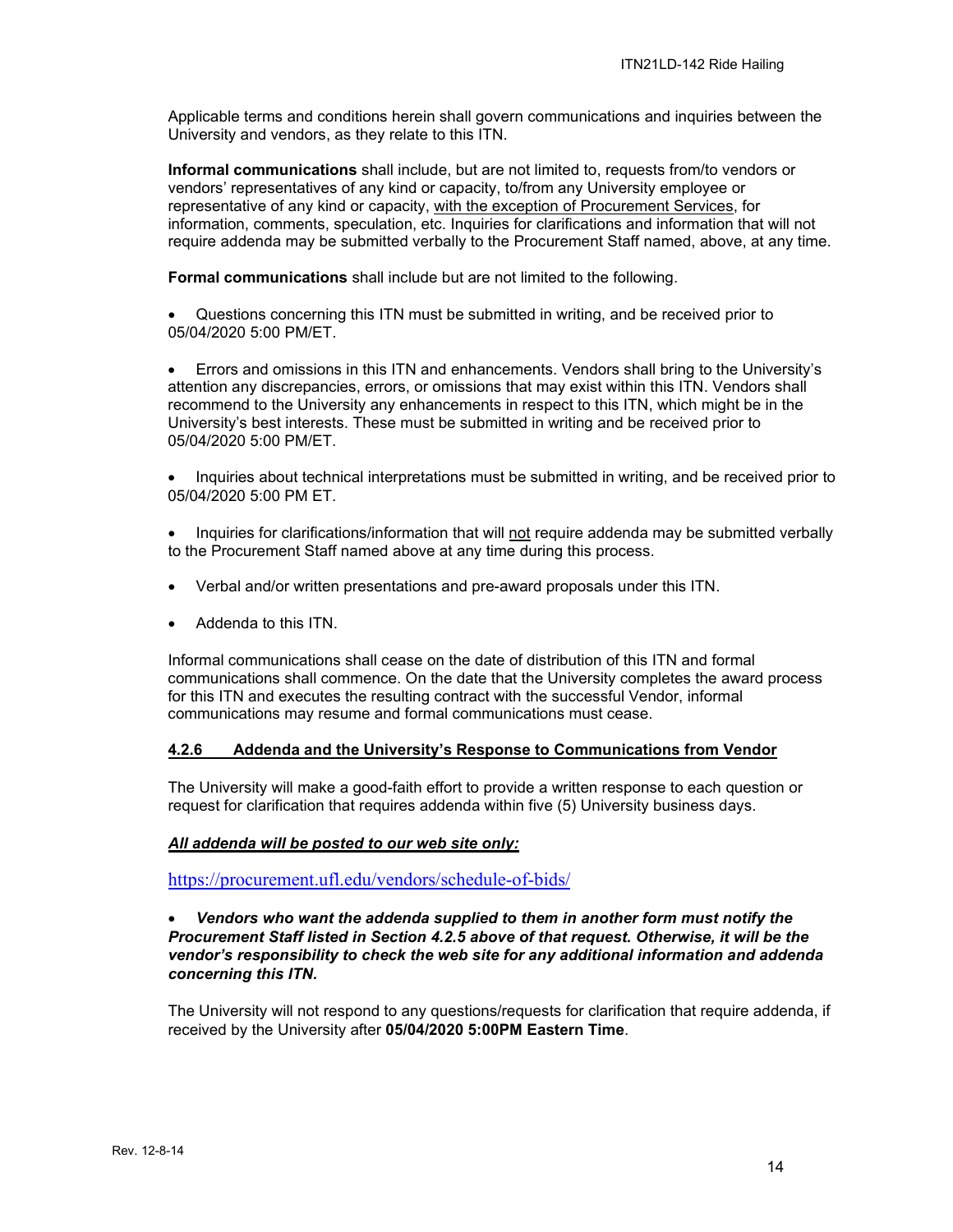Applicable terms and conditions herein shall govern communications and inquiries between the University and vendors, as they relate to this ITN.

**Informal communications** shall include, but are not limited to, requests from/to vendors or vendors' representatives of any kind or capacity, to/from any University employee or representative of any kind or capacity, <u>with the exception of Procurement Services</u>, for information, comments, speculation, etc. Inquiries for clarifications and information that will not require addenda may be submitted verbally to the Procurement Staff named, above, at any time.

**Formal communications** shall include but are not limited to the following.

- Questions concerning this ITN must be submitted in writing, and be received prior to 05/04/2020 5:00 PM/ET.
- Errors and omissions in this ITN and enhancements. Vendors shall bring to the University's attention any discrepancies, errors, or omissions that may exist within this ITN. Vendors shall recommend to the University any enhancements in respect to this ITN, which might be in the University's best interests. These must be submitted in writing and be received prior to 05/04/2020 5:00 PM/ET.
- Inquiries about technical interpretations must be submitted in writing, and be received prior to 05/04/2020 5:00 PM ET.
- Inquiries for clarifications/information that will <u>not</u> require addenda may be submitted verbally to the Procurement Staff named above at any time during this process.
- Verbal and/or written presentations and pre-award proposals under this ITN.
- Addenda to this ITN.

Informal communications shall cease on the date of distribution of this ITN and formal communications shall commence. On the date that the University completes the award process for this ITN and executes the resulting contract with the successful Vendor, informal communications may resume and formal communications must cease.

#### <u>4.2.6 Addenda and the University's Response to Communications from Vendor</u>

The University will make a good-faith effort to provide a written response to each question or request for clarification that requires addenda within five (5) University business days.

***<u>All addenda will be posted to our web site only:</u>***

https://procurement.ufl.edu/vendors/schedule-of-bids/

- ***Vendors who want the addenda supplied to them in another form must notify the Procurement Staff listed in Section 4.2.5 above of that request. Otherwise, it will be the vendor's responsibility to check the web site for any additional information and addenda concerning this ITN.***

The University will not respond to any questions/requests for clarification that require addenda, if received by the University after **05/04/2020 5:00PM Eastern Time**.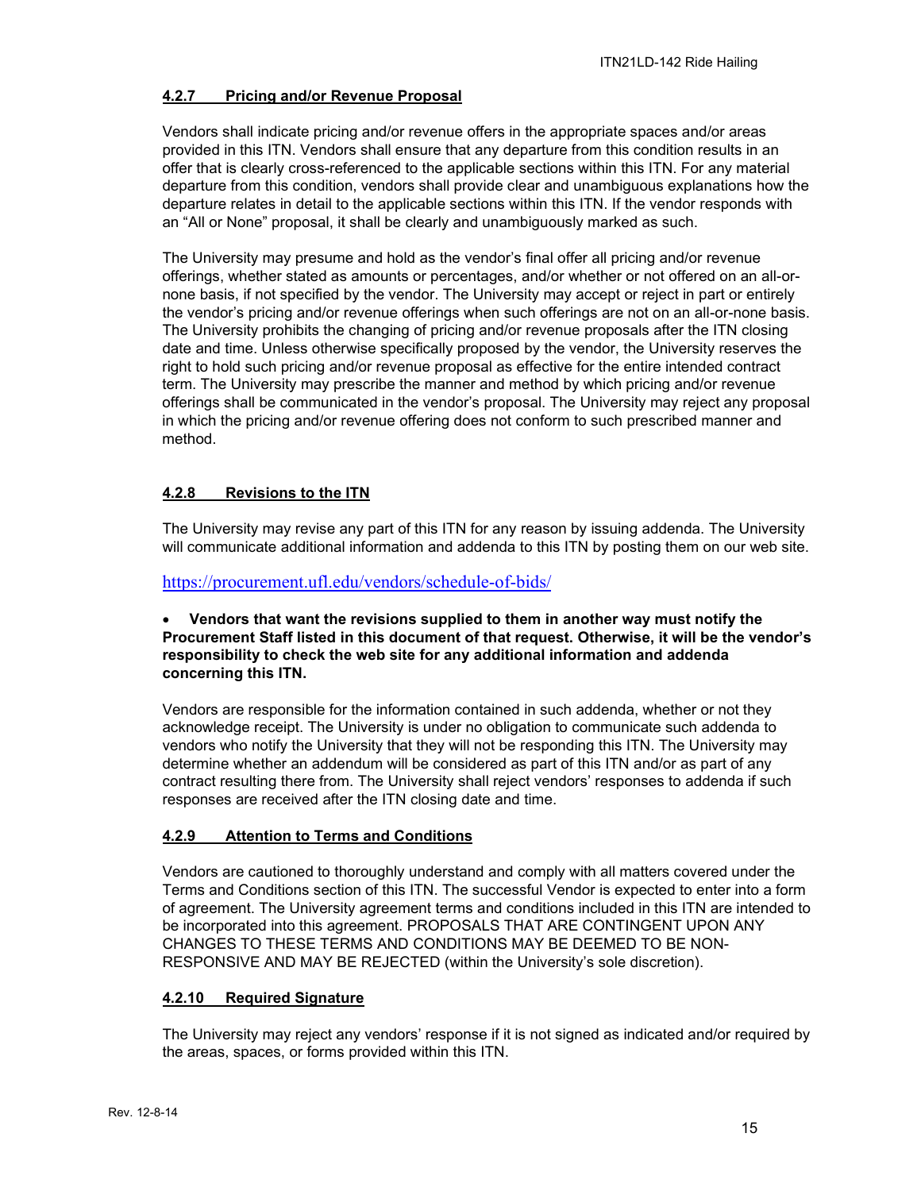#### 4.2.7 Pricing and/or Revenue Proposal

Vendors shall indicate pricing and/or revenue offers in the appropriate spaces and/or areas provided in this ITN. Vendors shall ensure that any departure from this condition results in an offer that is clearly cross-referenced to the applicable sections within this ITN. For any material departure from this condition, vendors shall provide clear and unambiguous explanations how the departure relates in detail to the applicable sections within this ITN. If the vendor responds with an "All or None" proposal, it shall be clearly and unambiguously marked as such.

The University may presume and hold as the vendor's final offer all pricing and/or revenue offerings, whether stated as amounts or percentages, and/or whether or not offered on an all-or-none basis, if not specified by the vendor. The University may accept or reject in part or entirely the vendor's pricing and/or revenue offerings when such offerings are not on an all-or-none basis. The University prohibits the changing of pricing and/or revenue proposals after the ITN closing date and time. Unless otherwise specifically proposed by the vendor, the University reserves the right to hold such pricing and/or revenue proposal as effective for the entire intended contract term. The University may prescribe the manner and method by which pricing and/or revenue offerings shall be communicated in the vendor's proposal. The University may reject any proposal in which the pricing and/or revenue offering does not conform to such prescribed manner and method.

#### 4.2.8 Revisions to the ITN

The University may revise any part of this ITN for any reason by issuing addenda. The University will communicate additional information and addenda to this ITN by posting them on our web site.

https://procurement.ufl.edu/vendors/schedule-of-bids/

- **Vendors that want the revisions supplied to them in another way must notify the Procurement Staff listed in this document of that request. Otherwise, it will be the vendor's responsibility to check the web site for any additional information and addenda concerning this ITN.**

Vendors are responsible for the information contained in such addenda, whether or not they acknowledge receipt. The University is under no obligation to communicate such addenda to vendors who notify the University that they will not be responding this ITN. The University may determine whether an addendum will be considered as part of this ITN and/or as part of any contract resulting there from. The University shall reject vendors' responses to addenda if such responses are received after the ITN closing date and time.

#### 4.2.9 Attention to Terms and Conditions

Vendors are cautioned to thoroughly understand and comply with all matters covered under the Terms and Conditions section of this ITN. The successful Vendor is expected to enter into a form of agreement. The University agreement terms and conditions included in this ITN are intended to be incorporated into this agreement. PROPOSALS THAT ARE CONTINGENT UPON ANY CHANGES TO THESE TERMS AND CONDITIONS MAY BE DEEMED TO BE NON-RESPONSIVE AND MAY BE REJECTED (within the University's sole discretion).

#### 4.2.10 Required Signature

The University may reject any vendors' response if it is not signed as indicated and/or required by the areas, spaces, or forms provided within this ITN.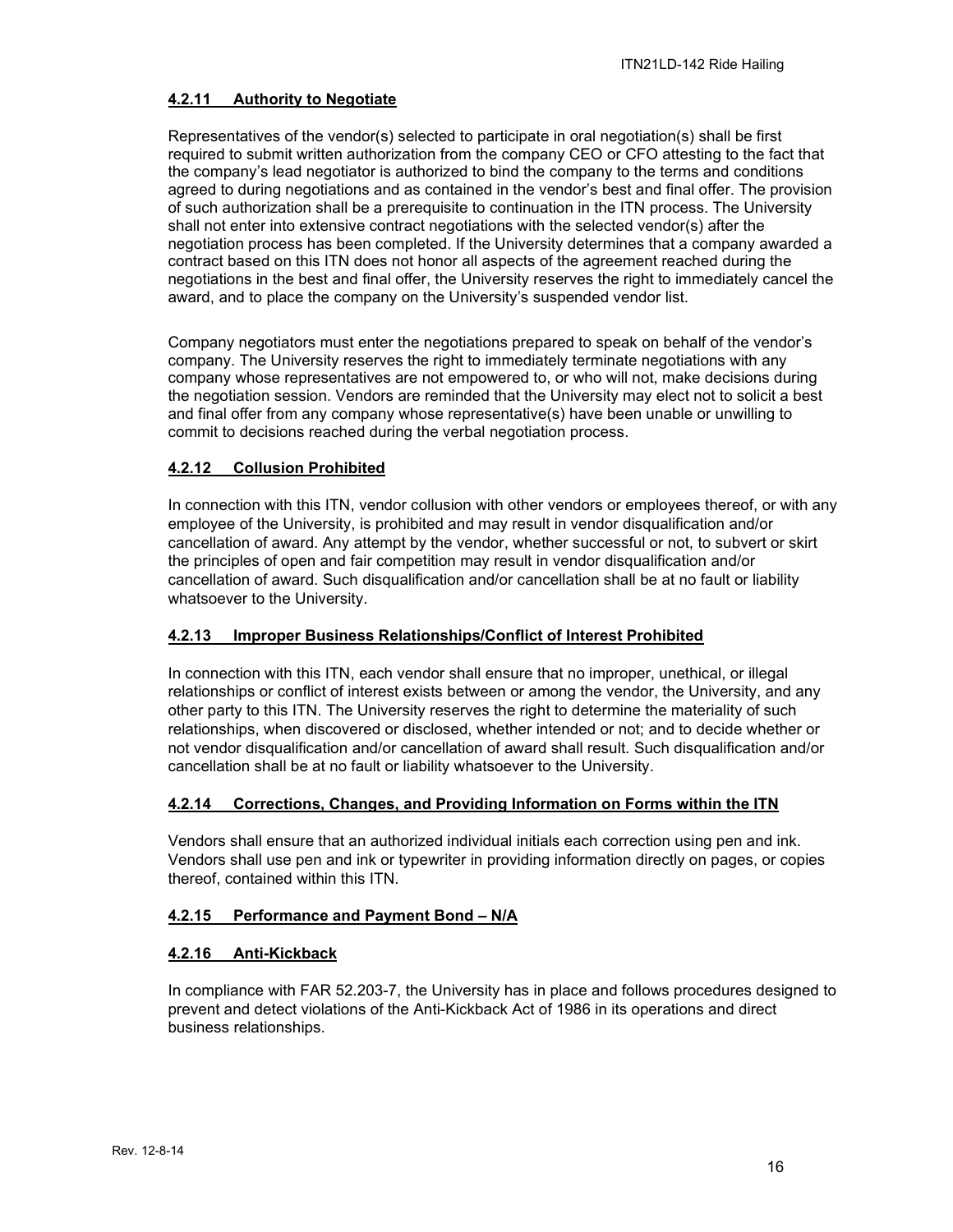### 4.2.11 Authority to Negotiate

Representatives of the vendor(s) selected to participate in oral negotiation(s) shall be first required to submit written authorization from the company CEO or CFO attesting to the fact that the company's lead negotiator is authorized to bind the company to the terms and conditions agreed to during negotiations and as contained in the vendor's best and final offer. The provision of such authorization shall be a prerequisite to continuation in the ITN process. The University shall not enter into extensive contract negotiations with the selected vendor(s) after the negotiation process has been completed. If the University determines that a company awarded a contract based on this ITN does not honor all aspects of the agreement reached during the negotiations in the best and final offer, the University reserves the right to immediately cancel the award, and to place the company on the University's suspended vendor list.

Company negotiators must enter the negotiations prepared to speak on behalf of the vendor's company. The University reserves the right to immediately terminate negotiations with any company whose representatives are not empowered to, or who will not, make decisions during the negotiation session. Vendors are reminded that the University may elect not to solicit a best and final offer from any company whose representative(s) have been unable or unwilling to commit to decisions reached during the verbal negotiation process.

### 4.2.12 Collusion Prohibited

In connection with this ITN, vendor collusion with other vendors or employees thereof, or with any employee of the University, is prohibited and may result in vendor disqualification and/or cancellation of award. Any attempt by the vendor, whether successful or not, to subvert or skirt the principles of open and fair competition may result in vendor disqualification and/or cancellation of award. Such disqualification and/or cancellation shall be at no fault or liability whatsoever to the University.

### 4.2.13 Improper Business Relationships/Conflict of Interest Prohibited

In connection with this ITN, each vendor shall ensure that no improper, unethical, or illegal relationships or conflict of interest exists between or among the vendor, the University, and any other party to this ITN. The University reserves the right to determine the materiality of such relationships, when discovered or disclosed, whether intended or not; and to decide whether or not vendor disqualification and/or cancellation of award shall result. Such disqualification and/or cancellation shall be at no fault or liability whatsoever to the University.

### 4.2.14 Corrections, Changes, and Providing Information on Forms within the ITN

Vendors shall ensure that an authorized individual initials each correction using pen and ink. Vendors shall use pen and ink or typewriter in providing information directly on pages, or copies thereof, contained within this ITN.

### 4.2.15 Performance and Payment Bond – N/A

### 4.2.16 Anti-Kickback

In compliance with FAR 52.203-7, the University has in place and follows procedures designed to prevent and detect violations of the Anti-Kickback Act of 1986 in its operations and direct business relationships.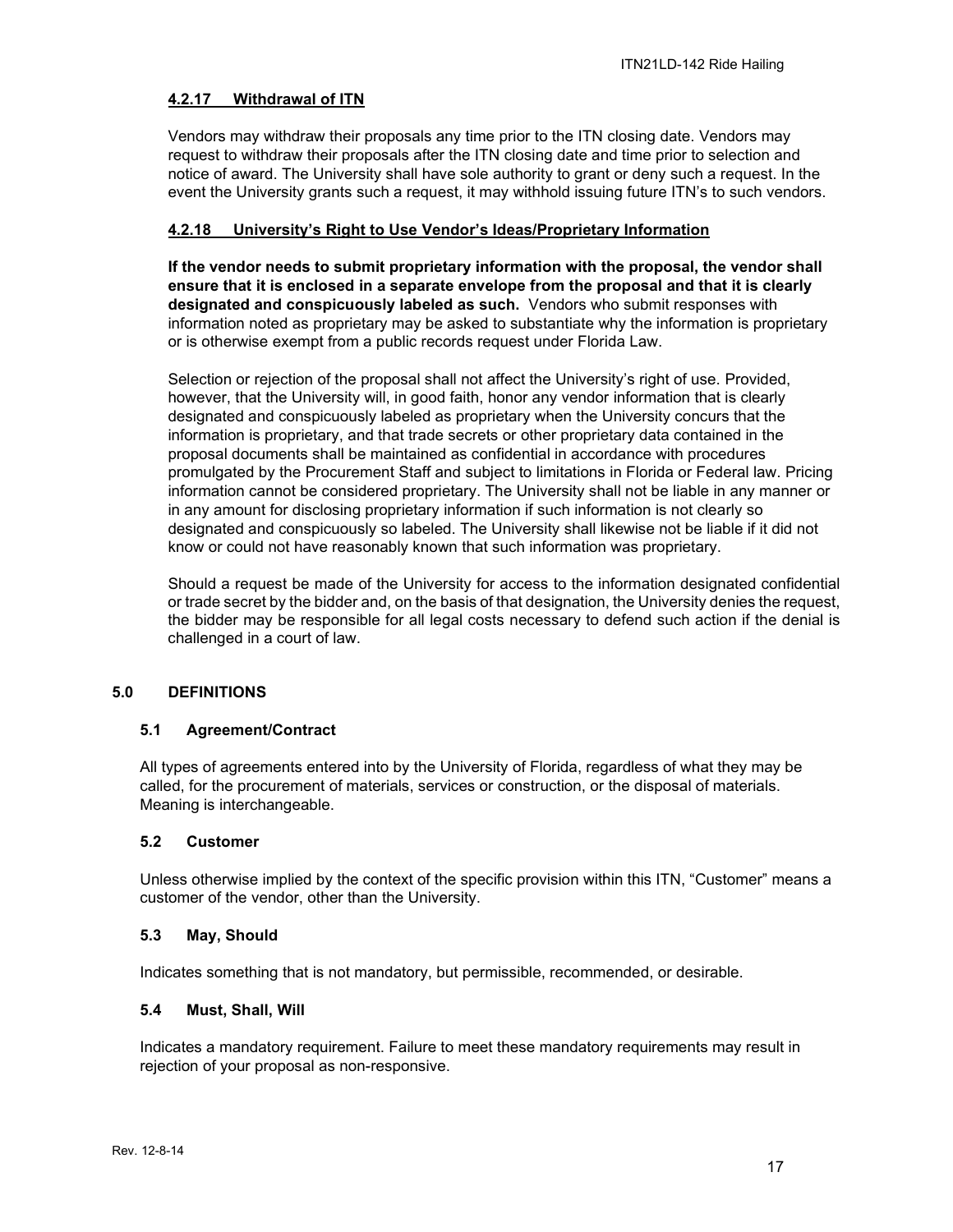#### 4.2.17 Withdrawal of ITN

Vendors may withdraw their proposals any time prior to the ITN closing date. Vendors may request to withdraw their proposals after the ITN closing date and time prior to selection and notice of award. The University shall have sole authority to grant or deny such a request. In the event the University grants such a request, it may withhold issuing future ITN's to such vendors.

#### 4.2.18 University's Right to Use Vendor's Ideas/Proprietary Information

**If the vendor needs to submit proprietary information with the proposal, the vendor shall ensure that it is enclosed in a separate envelope from the proposal and that it is clearly designated and conspicuously labeled as such.** Vendors who submit responses with information noted as proprietary may be asked to substantiate why the information is proprietary or is otherwise exempt from a public records request under Florida Law.

Selection or rejection of the proposal shall not affect the University's right of use. Provided, however, that the University will, in good faith, honor any vendor information that is clearly designated and conspicuously labeled as proprietary when the University concurs that the information is proprietary, and that trade secrets or other proprietary data contained in the proposal documents shall be maintained as confidential in accordance with procedures promulgated by the Procurement Staff and subject to limitations in Florida or Federal law. Pricing information cannot be considered proprietary. The University shall not be liable in any manner or in any amount for disclosing proprietary information if such information is not clearly so designated and conspicuously so labeled. The University shall likewise not be liable if it did not know or could not have reasonably known that such information was proprietary.

Should a request be made of the University for access to the information designated confidential or trade secret by the bidder and, on the basis of that designation, the University denies the request, the bidder may be responsible for all legal costs necessary to defend such action if the denial is challenged in a court of law.

## 5.0 DEFINITIONS

### 5.1 Agreement/Contract

All types of agreements entered into by the University of Florida, regardless of what they may be called, for the procurement of materials, services or construction, or the disposal of materials. Meaning is interchangeable.

### 5.2 Customer

Unless otherwise implied by the context of the specific provision within this ITN, "Customer" means a customer of the vendor, other than the University.

### 5.3 May, Should

Indicates something that is not mandatory, but permissible, recommended, or desirable.

### 5.4 Must, Shall, Will

Indicates a mandatory requirement. Failure to meet these mandatory requirements may result in rejection of your proposal as non-responsive.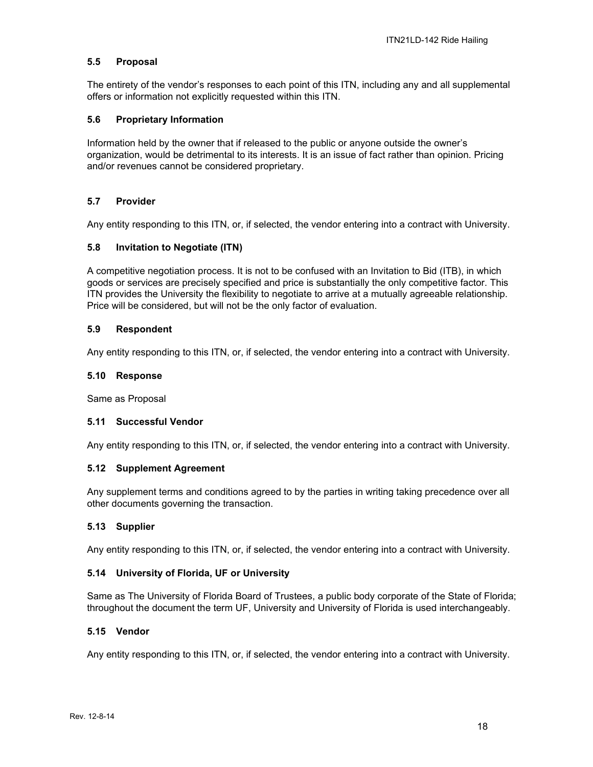### 5.5 Proposal

The entirety of the vendor's responses to each point of this ITN, including any and all supplemental offers or information not explicitly requested within this ITN.

### 5.6 Proprietary Information

Information held by the owner that if released to the public or anyone outside the owner's organization, would be detrimental to its interests. It is an issue of fact rather than opinion. Pricing and/or revenues cannot be considered proprietary.

### 5.7 Provider

Any entity responding to this ITN, or, if selected, the vendor entering into a contract with University.

### 5.8 Invitation to Negotiate (ITN)

A competitive negotiation process. It is not to be confused with an Invitation to Bid (ITB), in which goods or services are precisely specified and price is substantially the only competitive factor. This ITN provides the University the flexibility to negotiate to arrive at a mutually agreeable relationship. Price will be considered, but will not be the only factor of evaluation.

### 5.9 Respondent

Any entity responding to this ITN, or, if selected, the vendor entering into a contract with University.

### 5.10 Response

Same as Proposal

### 5.11 Successful Vendor

Any entity responding to this ITN, or, if selected, the vendor entering into a contract with University.

### 5.12 Supplement Agreement

Any supplement terms and conditions agreed to by the parties in writing taking precedence over all other documents governing the transaction.

### 5.13 Supplier

Any entity responding to this ITN, or, if selected, the vendor entering into a contract with University.

### 5.14 University of Florida, UF or University

Same as The University of Florida Board of Trustees, a public body corporate of the State of Florida; throughout the document the term UF, University and University of Florida is used interchangeably.

### 5.15 Vendor

Any entity responding to this ITN, or, if selected, the vendor entering into a contract with University.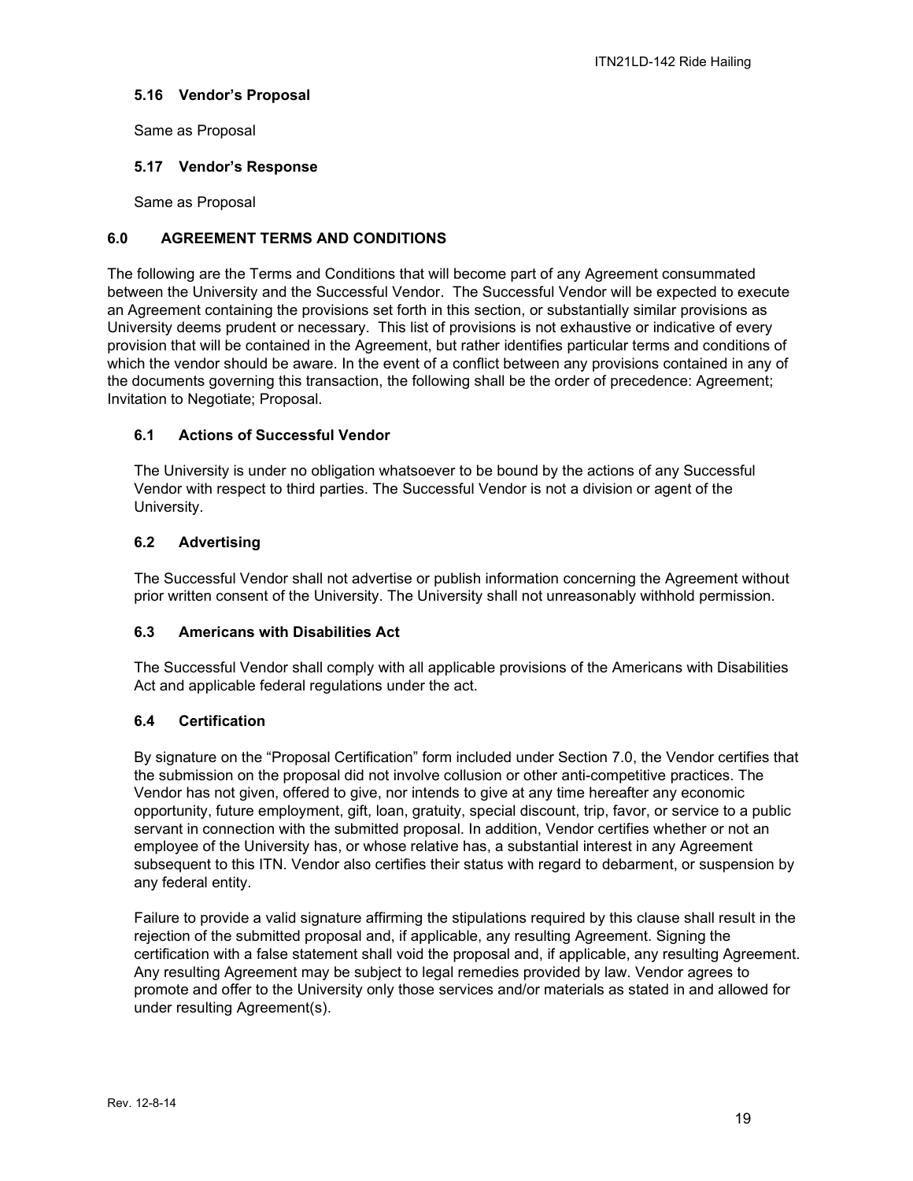### 5.16 Vendor's Proposal

Same as Proposal

### 5.17 Vendor's Response

Same as Proposal

## 6.0 AGREEMENT TERMS AND CONDITIONS

The following are the Terms and Conditions that will become part of any Agreement consummated between the University and the Successful Vendor. The Successful Vendor will be expected to execute an Agreement containing the provisions set forth in this section, or substantially similar provisions as University deems prudent or necessary. This list of provisions is not exhaustive or indicative of every provision that will be contained in the Agreement, but rather identifies particular terms and conditions of which the vendor should be aware. In the event of a conflict between any provisions contained in any of the documents governing this transaction, the following shall be the order of precedence: Agreement; Invitation to Negotiate; Proposal.

### 6.1 Actions of Successful Vendor

The University is under no obligation whatsoever to be bound by the actions of any Successful Vendor with respect to third parties. The Successful Vendor is not a division or agent of the University.

### 6.2 Advertising

The Successful Vendor shall not advertise or publish information concerning the Agreement without prior written consent of the University. The University shall not unreasonably withhold permission.

### 6.3 Americans with Disabilities Act

The Successful Vendor shall comply with all applicable provisions of the Americans with Disabilities Act and applicable federal regulations under the act.

### 6.4 Certification

By signature on the "Proposal Certification" form included under Section 7.0, the Vendor certifies that the submission on the proposal did not involve collusion or other anti-competitive practices. The Vendor has not given, offered to give, nor intends to give at any time hereafter any economic opportunity, future employment, gift, loan, gratuity, special discount, trip, favor, or service to a public servant in connection with the submitted proposal. In addition, Vendor certifies whether or not an employee of the University has, or whose relative has, a substantial interest in any Agreement subsequent to this ITN. Vendor also certifies their status with regard to debarment, or suspension by any federal entity.

Failure to provide a valid signature affirming the stipulations required by this clause shall result in the rejection of the submitted proposal and, if applicable, any resulting Agreement. Signing the certification with a false statement shall void the proposal and, if applicable, any resulting Agreement. Any resulting Agreement may be subject to legal remedies provided by law. Vendor agrees to promote and offer to the University only those services and/or materials as stated in and allowed for under resulting Agreement(s).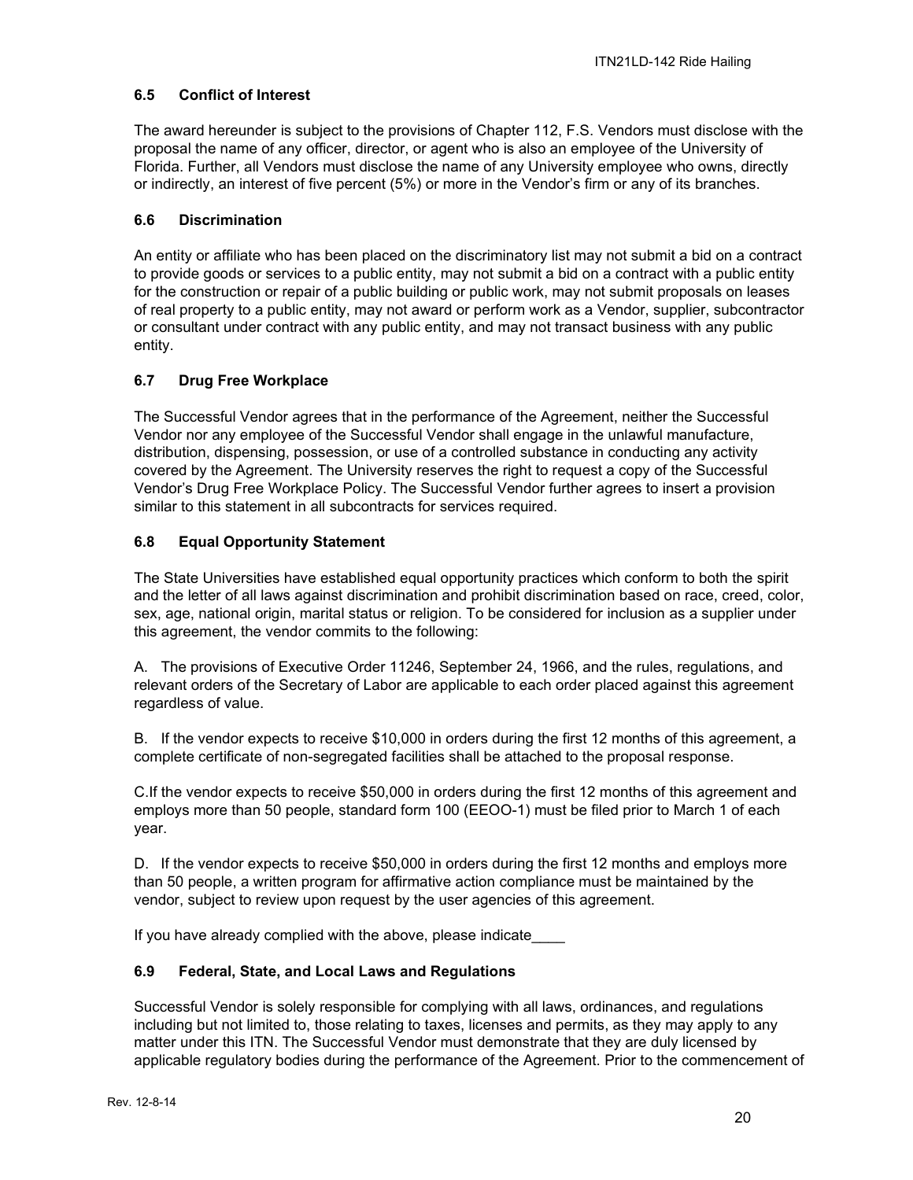### 6.5 Conflict of Interest

The award hereunder is subject to the provisions of Chapter 112, F.S. Vendors must disclose with the proposal the name of any officer, director, or agent who is also an employee of the University of Florida. Further, all Vendors must disclose the name of any University employee who owns, directly or indirectly, an interest of five percent (5%) or more in the Vendor's firm or any of its branches.

### 6.6 Discrimination

An entity or affiliate who has been placed on the discriminatory list may not submit a bid on a contract to provide goods or services to a public entity, may not submit a bid on a contract with a public entity for the construction or repair of a public building or public work, may not submit proposals on leases of real property to a public entity, may not award or perform work as a Vendor, supplier, subcontractor or consultant under contract with any public entity, and may not transact business with any public entity.

### 6.7 Drug Free Workplace

The Successful Vendor agrees that in the performance of the Agreement, neither the Successful Vendor nor any employee of the Successful Vendor shall engage in the unlawful manufacture, distribution, dispensing, possession, or use of a controlled substance in conducting any activity covered by the Agreement. The University reserves the right to request a copy of the Successful Vendor's Drug Free Workplace Policy. The Successful Vendor further agrees to insert a provision similar to this statement in all subcontracts for services required.

### 6.8 Equal Opportunity Statement

The State Universities have established equal opportunity practices which conform to both the spirit and the letter of all laws against discrimination and prohibit discrimination based on race, creed, color, sex, age, national origin, marital status or religion. To be considered for inclusion as a supplier under this agreement, the vendor commits to the following:

A. The provisions of Executive Order 11246, September 24, 1966, and the rules, regulations, and relevant orders of the Secretary of Labor are applicable to each order placed against this agreement regardless of value.

B. If the vendor expects to receive $10,000 in orders during the first 12 months of this agreement, a complete certificate of non-segregated facilities shall be attached to the proposal response.

C.If the vendor expects to receive $50,000 in orders during the first 12 months of this agreement and employs more than 50 people, standard form 100 (EEOO-1) must be filed prior to March 1 of each year.

D. If the vendor expects to receive $50,000 in orders during the first 12 months and employs more than 50 people, a written program for affirmative action compliance must be maintained by the vendor, subject to review upon request by the user agencies of this agreement.

If you have already complied with the above, please indicate____

### 6.9 Federal, State, and Local Laws and Regulations

Successful Vendor is solely responsible for complying with all laws, ordinances, and regulations including but not limited to, those relating to taxes, licenses and permits, as they may apply to any matter under this ITN. The Successful Vendor must demonstrate that they are duly licensed by applicable regulatory bodies during the performance of the Agreement. Prior to the commencement of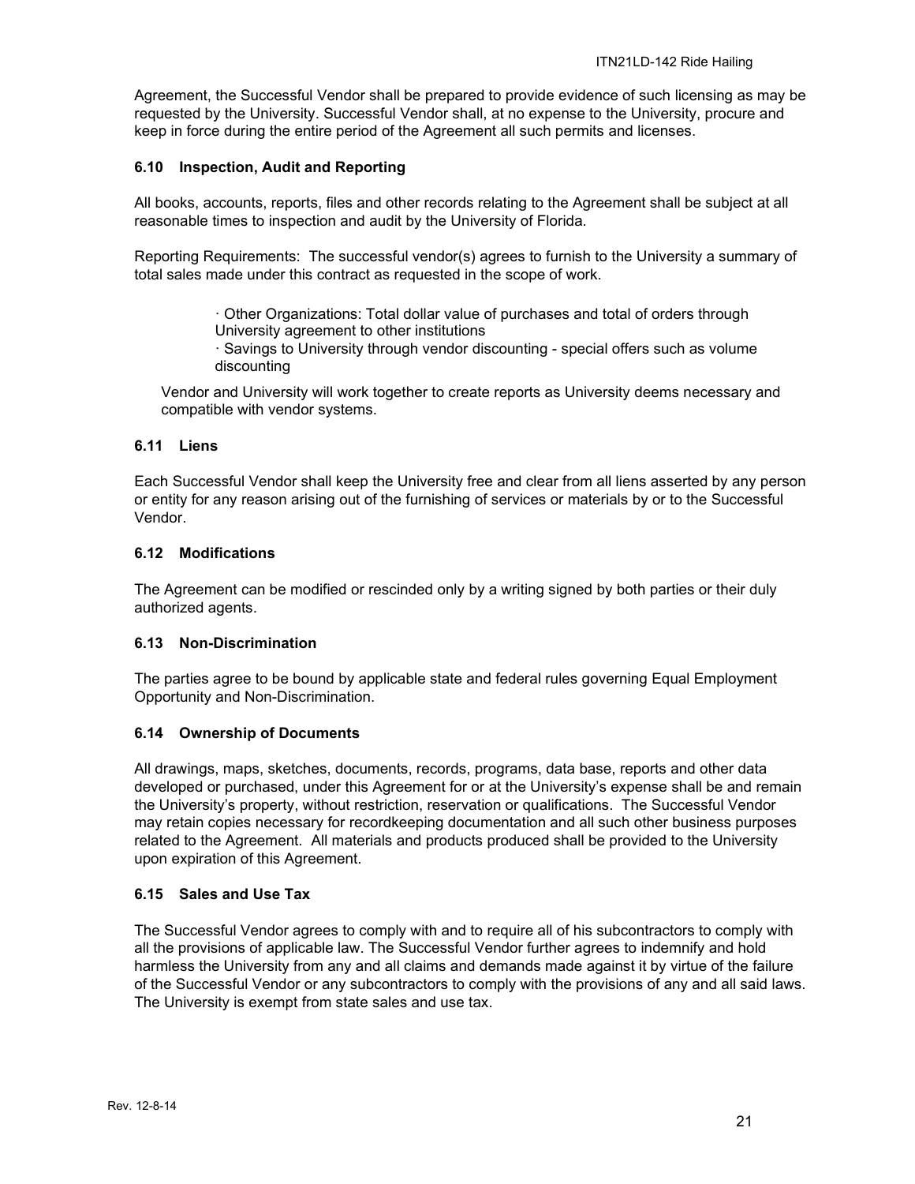Agreement, the Successful Vendor shall be prepared to provide evidence of such licensing as may be requested by the University. Successful Vendor shall, at no expense to the University, procure and keep in force during the entire period of the Agreement all such permits and licenses.

### 6.10 Inspection, Audit and Reporting

All books, accounts, reports, files and other records relating to the Agreement shall be subject at all reasonable times to inspection and audit by the University of Florida.

Reporting Requirements: The successful vendor(s) agrees to furnish to the University a summary of total sales made under this contract as requested in the scope of work.

- Other Organizations: Total dollar value of purchases and total of orders through University agreement to other institutions
- Savings to University through vendor discounting - special offers such as volume discounting

Vendor and University will work together to create reports as University deems necessary and compatible with vendor systems.

### 6.11 Liens

Each Successful Vendor shall keep the University free and clear from all liens asserted by any person or entity for any reason arising out of the furnishing of services or materials by or to the Successful Vendor.

### 6.12 Modifications

The Agreement can be modified or rescinded only by a writing signed by both parties or their duly authorized agents.

### 6.13 Non-Discrimination

The parties agree to be bound by applicable state and federal rules governing Equal Employment Opportunity and Non-Discrimination.

### 6.14 Ownership of Documents

All drawings, maps, sketches, documents, records, programs, data base, reports and other data developed or purchased, under this Agreement for or at the University's expense shall be and remain the University's property, without restriction, reservation or qualifications. The Successful Vendor may retain copies necessary for recordkeeping documentation and all such other business purposes related to the Agreement. All materials and products produced shall be provided to the University upon expiration of this Agreement.

### 6.15 Sales and Use Tax

The Successful Vendor agrees to comply with and to require all of his subcontractors to comply with all the provisions of applicable law. The Successful Vendor further agrees to indemnify and hold harmless the University from any and all claims and demands made against it by virtue of the failure of the Successful Vendor or any subcontractors to comply with the provisions of any and all said laws. The University is exempt from state sales and use tax.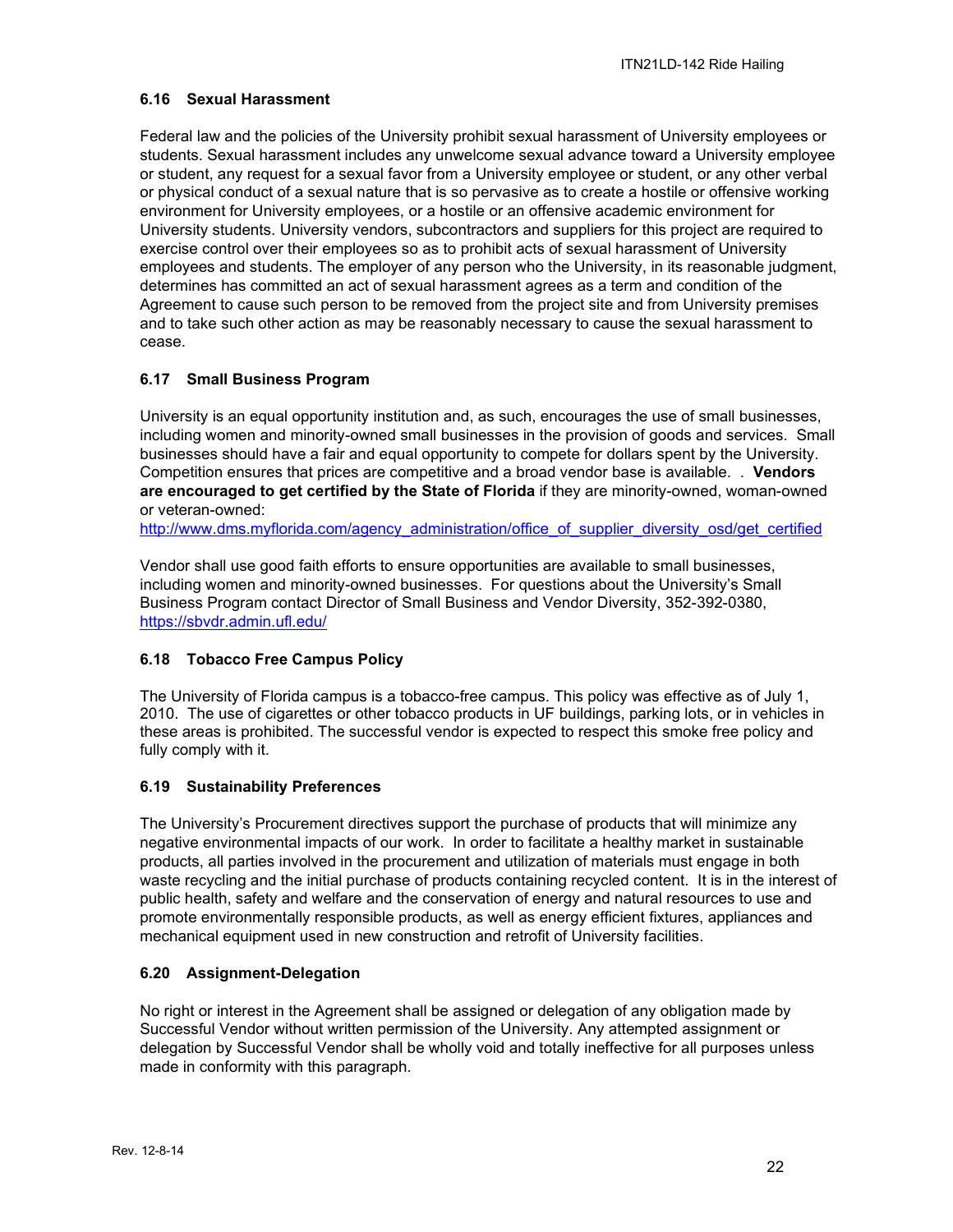### 6.16 Sexual Harassment

Federal law and the policies of the University prohibit sexual harassment of University employees or students. Sexual harassment includes any unwelcome sexual advance toward a University employee or student, any request for a sexual favor from a University employee or student, or any other verbal or physical conduct of a sexual nature that is so pervasive as to create a hostile or offensive working environment for University employees, or a hostile or an offensive academic environment for University students. University vendors, subcontractors and suppliers for this project are required to exercise control over their employees so as to prohibit acts of sexual harassment of University employees and students. The employer of any person who the University, in its reasonable judgment, determines has committed an act of sexual harassment agrees as a term and condition of the Agreement to cause such person to be removed from the project site and from University premises and to take such other action as may be reasonably necessary to cause the sexual harassment to cease.

### 6.17 Small Business Program

University is an equal opportunity institution and, as such, encourages the use of small businesses, including women and minority-owned small businesses in the provision of goods and services. Small businesses should have a fair and equal opportunity to compete for dollars spent by the University. Competition ensures that prices are competitive and a broad vendor base is available. . **Vendors are encouraged to get certified by the State of Florida** if they are minority-owned, woman-owned or veteran-owned:
http://www.dms.myflorida.com/agency_administration/office_of_supplier_diversity_osd/get_certified

Vendor shall use good faith efforts to ensure opportunities are available to small businesses, including women and minority-owned businesses. For questions about the University's Small Business Program contact Director of Small Business and Vendor Diversity, 352-392-0380, https://sbvdr.admin.ufl.edu/

### 6.18 Tobacco Free Campus Policy

The University of Florida campus is a tobacco-free campus. This policy was effective as of July 1, 2010. The use of cigarettes or other tobacco products in UF buildings, parking lots, or in vehicles in these areas is prohibited. The successful vendor is expected to respect this smoke free policy and fully comply with it.

### 6.19 Sustainability Preferences

The University's Procurement directives support the purchase of products that will minimize any negative environmental impacts of our work. In order to facilitate a healthy market in sustainable products, all parties involved in the procurement and utilization of materials must engage in both waste recycling and the initial purchase of products containing recycled content. It is in the interest of public health, safety and welfare and the conservation of energy and natural resources to use and promote environmentally responsible products, as well as energy efficient fixtures, appliances and mechanical equipment used in new construction and retrofit of University facilities.

### 6.20 Assignment-Delegation

No right or interest in the Agreement shall be assigned or delegation of any obligation made by Successful Vendor without written permission of the University. Any attempted assignment or delegation by Successful Vendor shall be wholly void and totally ineffective for all purposes unless made in conformity with this paragraph.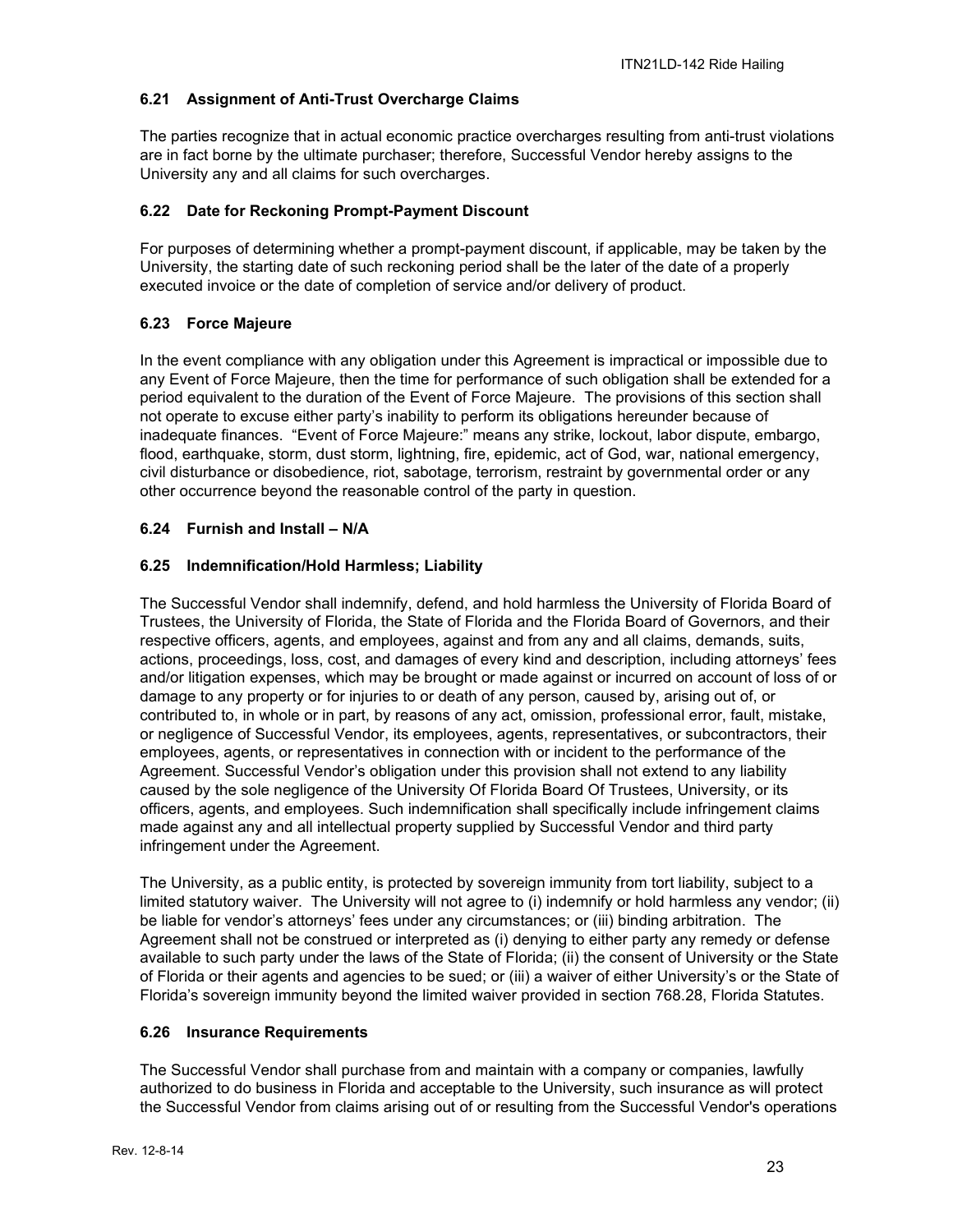### 6.21 Assignment of Anti-Trust Overcharge Claims

The parties recognize that in actual economic practice overcharges resulting from anti-trust violations are in fact borne by the ultimate purchaser; therefore, Successful Vendor hereby assigns to the University any and all claims for such overcharges.

### 6.22 Date for Reckoning Prompt-Payment Discount

For purposes of determining whether a prompt-payment discount, if applicable, may be taken by the University, the starting date of such reckoning period shall be the later of the date of a properly executed invoice or the date of completion of service and/or delivery of product.

### 6.23 Force Majeure

In the event compliance with any obligation under this Agreement is impractical or impossible due to any Event of Force Majeure, then the time for performance of such obligation shall be extended for a period equivalent to the duration of the Event of Force Majeure. The provisions of this section shall not operate to excuse either party's inability to perform its obligations hereunder because of inadequate finances. "Event of Force Majeure:" means any strike, lockout, labor dispute, embargo, flood, earthquake, storm, dust storm, lightning, fire, epidemic, act of God, war, national emergency, civil disturbance or disobedience, riot, sabotage, terrorism, restraint by governmental order or any other occurrence beyond the reasonable control of the party in question.

### 6.24 Furnish and Install – N/A

### 6.25 Indemnification/Hold Harmless; Liability

The Successful Vendor shall indemnify, defend, and hold harmless the University of Florida Board of Trustees, the University of Florida, the State of Florida and the Florida Board of Governors, and their respective officers, agents, and employees, against and from any and all claims, demands, suits, actions, proceedings, loss, cost, and damages of every kind and description, including attorneys' fees and/or litigation expenses, which may be brought or made against or incurred on account of loss of or damage to any property or for injuries to or death of any person, caused by, arising out of, or contributed to, in whole or in part, by reasons of any act, omission, professional error, fault, mistake, or negligence of Successful Vendor, its employees, agents, representatives, or subcontractors, their employees, agents, or representatives in connection with or incident to the performance of the Agreement. Successful Vendor's obligation under this provision shall not extend to any liability caused by the sole negligence of the University Of Florida Board Of Trustees, University, or its officers, agents, and employees. Such indemnification shall specifically include infringement claims made against any and all intellectual property supplied by Successful Vendor and third party infringement under the Agreement.

The University, as a public entity, is protected by sovereign immunity from tort liability, subject to a limited statutory waiver. The University will not agree to (i) indemnify or hold harmless any vendor; (ii) be liable for vendor's attorneys' fees under any circumstances; or (iii) binding arbitration. The Agreement shall not be construed or interpreted as (i) denying to either party any remedy or defense available to such party under the laws of the State of Florida; (ii) the consent of University or the State of Florida or their agents and agencies to be sued; or (iii) a waiver of either University's or the State of Florida's sovereign immunity beyond the limited waiver provided in section 768.28, Florida Statutes.

### 6.26 Insurance Requirements

The Successful Vendor shall purchase from and maintain with a company or companies, lawfully authorized to do business in Florida and acceptable to the University, such insurance as will protect the Successful Vendor from claims arising out of or resulting from the Successful Vendor's operations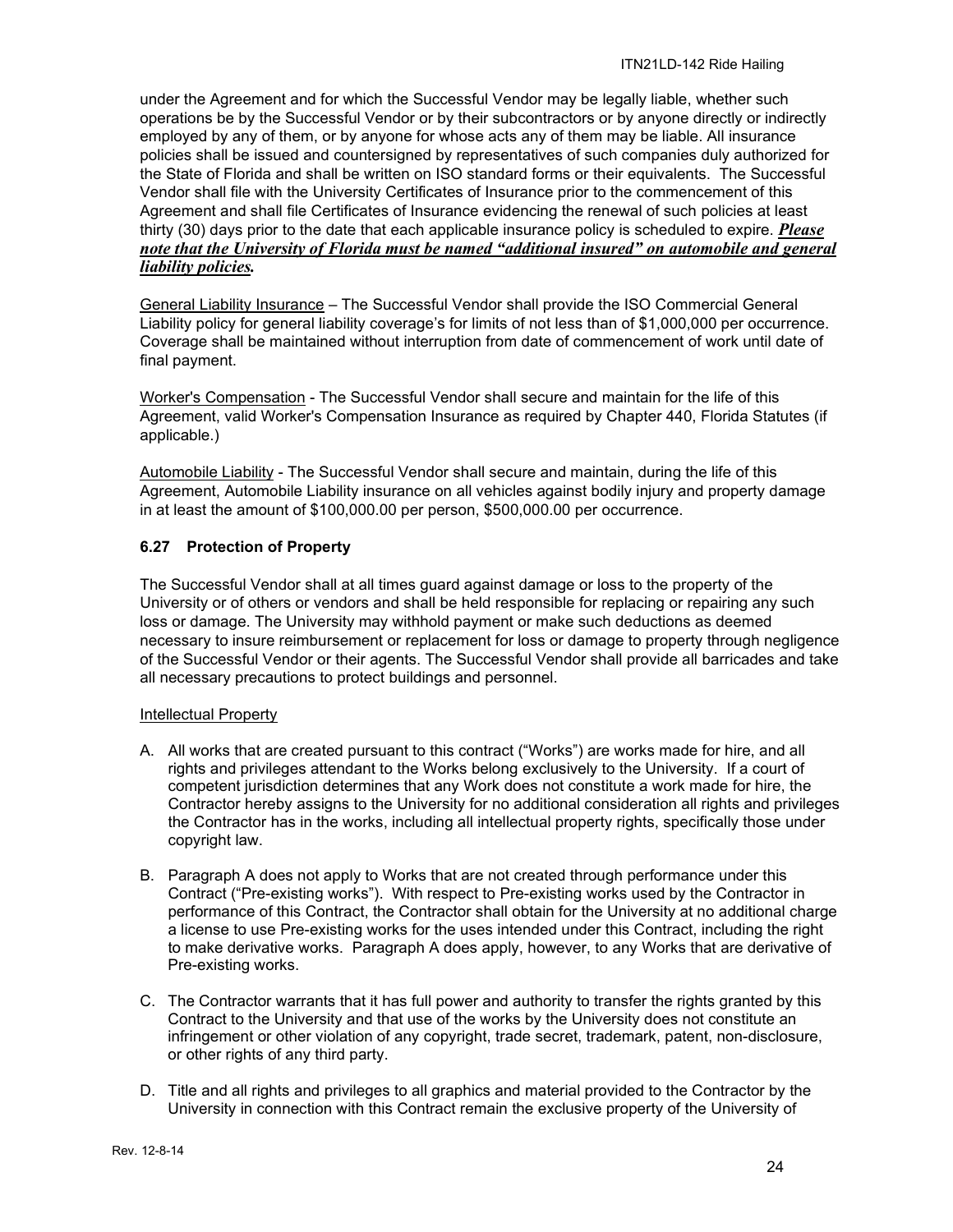under the Agreement and for which the Successful Vendor may be legally liable, whether such operations be by the Successful Vendor or by their subcontractors or by anyone directly or indirectly employed by any of them, or by anyone for whose acts any of them may be liable. All insurance policies shall be issued and countersigned by representatives of such companies duly authorized for the State of Florida and shall be written on ISO standard forms or their equivalents. The Successful Vendor shall file with the University Certificates of Insurance prior to the commencement of this Agreement and shall file Certificates of Insurance evidencing the renewal of such policies at least thirty (30) days prior to the date that each applicable insurance policy is scheduled to expire. ***Please note that the University of Florida must be named "additional insured" on automobile and general liability policies.***

General Liability Insurance – The Successful Vendor shall provide the ISO Commercial General Liability policy for general liability coverage's for limits of not less than of $1,000,000 per occurrence. Coverage shall be maintained without interruption from date of commencement of work until date of final payment.

Worker's Compensation - The Successful Vendor shall secure and maintain for the life of this Agreement, valid Worker's Compensation Insurance as required by Chapter 440, Florida Statutes (if applicable.)

Automobile Liability - The Successful Vendor shall secure and maintain, during the life of this Agreement, Automobile Liability insurance on all vehicles against bodily injury and property damage in at least the amount of $100,000.00 per person, $500,000.00 per occurrence.

### 6.27 Protection of Property

The Successful Vendor shall at all times guard against damage or loss to the property of the University or of others or vendors and shall be held responsible for replacing or repairing any such loss or damage. The University may withhold payment or make such deductions as deemed necessary to insure reimbursement or replacement for loss or damage to property through negligence of the Successful Vendor or their agents. The Successful Vendor shall provide all barricades and take all necessary precautions to protect buildings and personnel.

Intellectual Property

A. All works that are created pursuant to this contract ("Works") are works made for hire, and all rights and privileges attendant to the Works belong exclusively to the University. If a court of competent jurisdiction determines that any Work does not constitute a work made for hire, the Contractor hereby assigns to the University for no additional consideration all rights and privileges the Contractor has in the works, including all intellectual property rights, specifically those under copyright law.

B. Paragraph A does not apply to Works that are not created through performance under this Contract ("Pre-existing works"). With respect to Pre-existing works used by the Contractor in performance of this Contract, the Contractor shall obtain for the University at no additional charge a license to use Pre-existing works for the uses intended under this Contract, including the right to make derivative works. Paragraph A does apply, however, to any Works that are derivative of Pre-existing works.

C. The Contractor warrants that it has full power and authority to transfer the rights granted by this Contract to the University and that use of the works by the University does not constitute an infringement or other violation of any copyright, trade secret, trademark, patent, non-disclosure, or other rights of any third party.

D. Title and all rights and privileges to all graphics and material provided to the Contractor by the University in connection with this Contract remain the exclusive property of the University of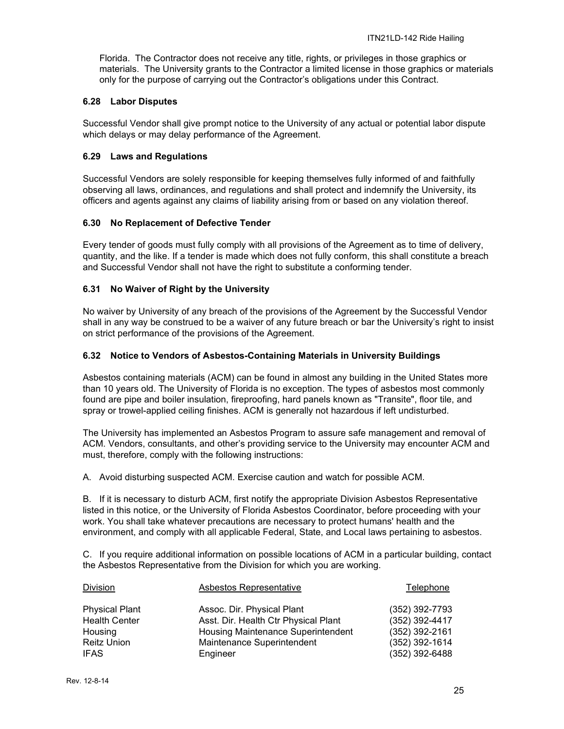Florida. The Contractor does not receive any title, rights, or privileges in those graphics or materials. The University grants to the Contractor a limited license in those graphics or materials only for the purpose of carrying out the Contractor's obligations under this Contract.

### 6.28 Labor Disputes

Successful Vendor shall give prompt notice to the University of any actual or potential labor dispute which delays or may delay performance of the Agreement.

### 6.29 Laws and Regulations

Successful Vendors are solely responsible for keeping themselves fully informed of and faithfully observing all laws, ordinances, and regulations and shall protect and indemnify the University, its officers and agents against any claims of liability arising from or based on any violation thereof.

### 6.30 No Replacement of Defective Tender

Every tender of goods must fully comply with all provisions of the Agreement as to time of delivery, quantity, and the like. If a tender is made which does not fully conform, this shall constitute a breach and Successful Vendor shall not have the right to substitute a conforming tender.

### 6.31 No Waiver of Right by the University

No waiver by University of any breach of the provisions of the Agreement by the Successful Vendor shall in any way be construed to be a waiver of any future breach or bar the University's right to insist on strict performance of the provisions of the Agreement.

### 6.32 Notice to Vendors of Asbestos-Containing Materials in University Buildings

Asbestos containing materials (ACM) can be found in almost any building in the United States more than 10 years old. The University of Florida is no exception. The types of asbestos most commonly found are pipe and boiler insulation, fireproofing, hard panels known as "Transite", floor tile, and spray or trowel-applied ceiling finishes. ACM is generally not hazardous if left undisturbed.

The University has implemented an Asbestos Program to assure safe management and removal of ACM. Vendors, consultants, and other's providing service to the University may encounter ACM and must, therefore, comply with the following instructions:

A. Avoid disturbing suspected ACM. Exercise caution and watch for possible ACM.

B. If it is necessary to disturb ACM, first notify the appropriate Division Asbestos Representative listed in this notice, or the University of Florida Asbestos Coordinator, before proceeding with your work. You shall take whatever precautions are necessary to protect humans' health and the environment, and comply with all applicable Federal, State, and Local laws pertaining to asbestos.

C. If you require additional information on possible locations of ACM in a particular building, contact the Asbestos Representative from the Division for which you are working.

| Division | Asbestos Representative | Telephone |
|---|---|---|
| Physical Plant | Assoc. Dir. Physical Plant | (352) 392-7793 |
| Health Center | Asst. Dir. Health Ctr Physical Plant | (352) 392-4417 |
| Housing | Housing Maintenance Superintendent | (352) 392-2161 |
| Reitz Union | Maintenance Superintendent | (352) 392-1614 |
| IFAS | Engineer | (352) 392-6488 |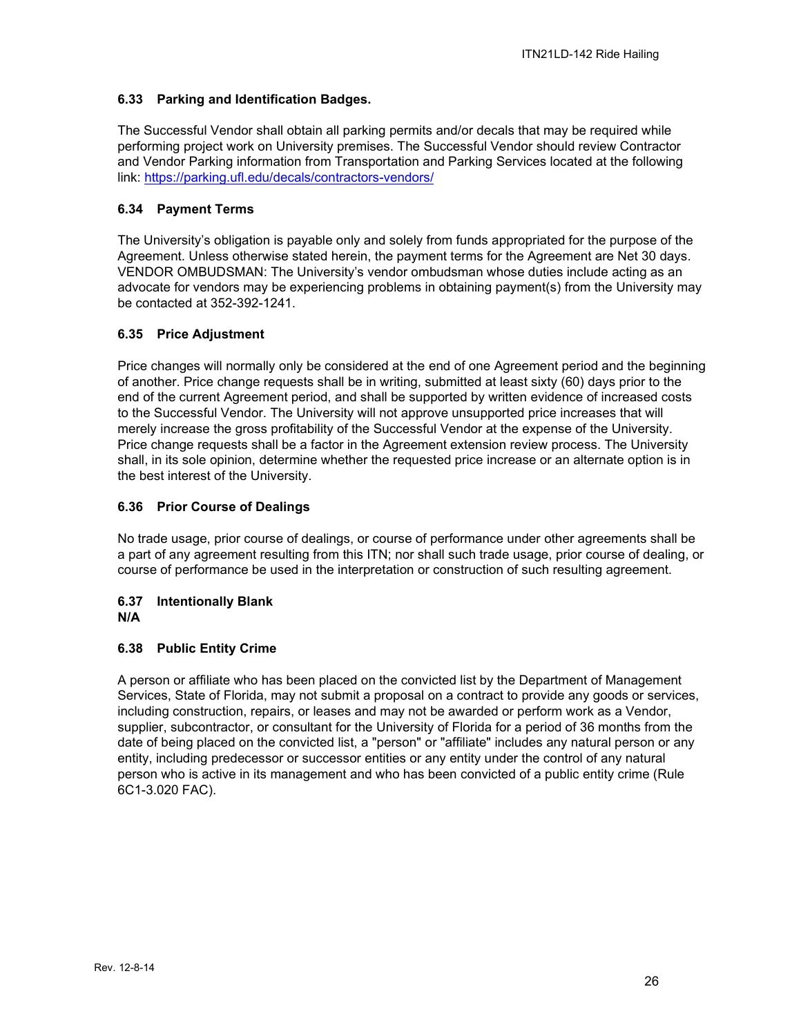### 6.33 Parking and Identification Badges.

The Successful Vendor shall obtain all parking permits and/or decals that may be required while performing project work on University premises. The Successful Vendor should review Contractor and Vendor Parking information from Transportation and Parking Services located at the following link: [https://parking.ufl.edu/decals/contractors-vendors/](https://parking.ufl.edu/decals/contractors-vendors/)

### 6.34 Payment Terms

The University's obligation is payable only and solely from funds appropriated for the purpose of the Agreement. Unless otherwise stated herein, the payment terms for the Agreement are Net 30 days. VENDOR OMBUDSMAN: The University's vendor ombudsman whose duties include acting as an advocate for vendors may be experiencing problems in obtaining payment(s) from the University may be contacted at 352-392-1241.

### 6.35 Price Adjustment

Price changes will normally only be considered at the end of one Agreement period and the beginning of another. Price change requests shall be in writing, submitted at least sixty (60) days prior to the end of the current Agreement period, and shall be supported by written evidence of increased costs to the Successful Vendor. The University will not approve unsupported price increases that will merely increase the gross profitability of the Successful Vendor at the expense of the University. Price change requests shall be a factor in the Agreement extension review process. The University shall, in its sole opinion, determine whether the requested price increase or an alternate option is in the best interest of the University.

### 6.36 Prior Course of Dealings

No trade usage, prior course of dealings, or course of performance under other agreements shall be a part of any agreement resulting from this ITN; nor shall such trade usage, prior course of dealing, or course of performance be used in the interpretation or construction of such resulting agreement.

### 6.37 Intentionally Blank

**N/A**

### 6.38 Public Entity Crime

A person or affiliate who has been placed on the convicted list by the Department of Management Services, State of Florida, may not submit a proposal on a contract to provide any goods or services, including construction, repairs, or leases and may not be awarded or perform work as a Vendor, supplier, subcontractor, or consultant for the University of Florida for a period of 36 months from the date of being placed on the convicted list, a "person" or "affiliate" includes any natural person or any entity, including predecessor or successor entities or any entity under the control of any natural person who is active in its management and who has been convicted of a public entity crime (Rule 6C1-3.020 FAC).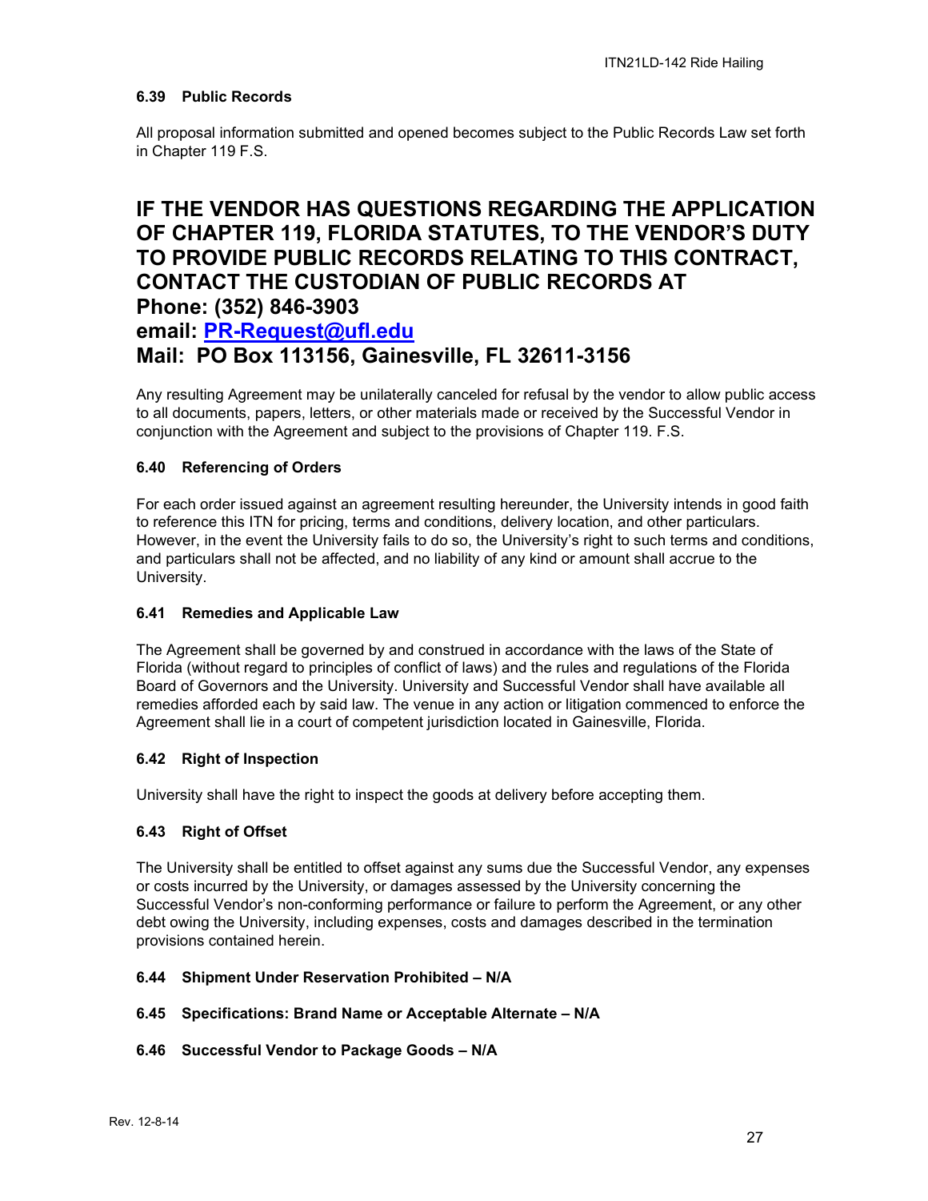#### 6.39 Public Records

All proposal information submitted and opened becomes subject to the Public Records Law set forth in Chapter 119 F.S.

## IF THE VENDOR HAS QUESTIONS REGARDING THE APPLICATION OF CHAPTER 119, FLORIDA STATUTES, TO THE VENDOR'S DUTY TO PROVIDE PUBLIC RECORDS RELATING TO THIS CONTRACT, CONTACT THE CUSTODIAN OF PUBLIC RECORDS AT Phone: (352) 846-3903 email: PR-Request@ufl.edu Mail: PO Box 113156, Gainesville, FL 32611-3156

Any resulting Agreement may be unilaterally canceled for refusal by the vendor to allow public access to all documents, papers, letters, or other materials made or received by the Successful Vendor in conjunction with the Agreement and subject to the provisions of Chapter 119. F.S.

#### 6.40 Referencing of Orders

For each order issued against an agreement resulting hereunder, the University intends in good faith to reference this ITN for pricing, terms and conditions, delivery location, and other particulars. However, in the event the University fails to do so, the University's right to such terms and conditions, and particulars shall not be affected, and no liability of any kind or amount shall accrue to the University.

#### 6.41 Remedies and Applicable Law

The Agreement shall be governed by and construed in accordance with the laws of the State of Florida (without regard to principles of conflict of laws) and the rules and regulations of the Florida Board of Governors and the University. University and Successful Vendor shall have available all remedies afforded each by said law. The venue in any action or litigation commenced to enforce the Agreement shall lie in a court of competent jurisdiction located in Gainesville, Florida.

#### 6.42 Right of Inspection

University shall have the right to inspect the goods at delivery before accepting them.

#### 6.43 Right of Offset

The University shall be entitled to offset against any sums due the Successful Vendor, any expenses or costs incurred by the University, or damages assessed by the University concerning the Successful Vendor's non-conforming performance or failure to perform the Agreement, or any other debt owing the University, including expenses, costs and damages described in the termination provisions contained herein.

#### 6.44 Shipment Under Reservation Prohibited – N/A

#### 6.45 Specifications: Brand Name or Acceptable Alternate – N/A

#### 6.46 Successful Vendor to Package Goods – N/A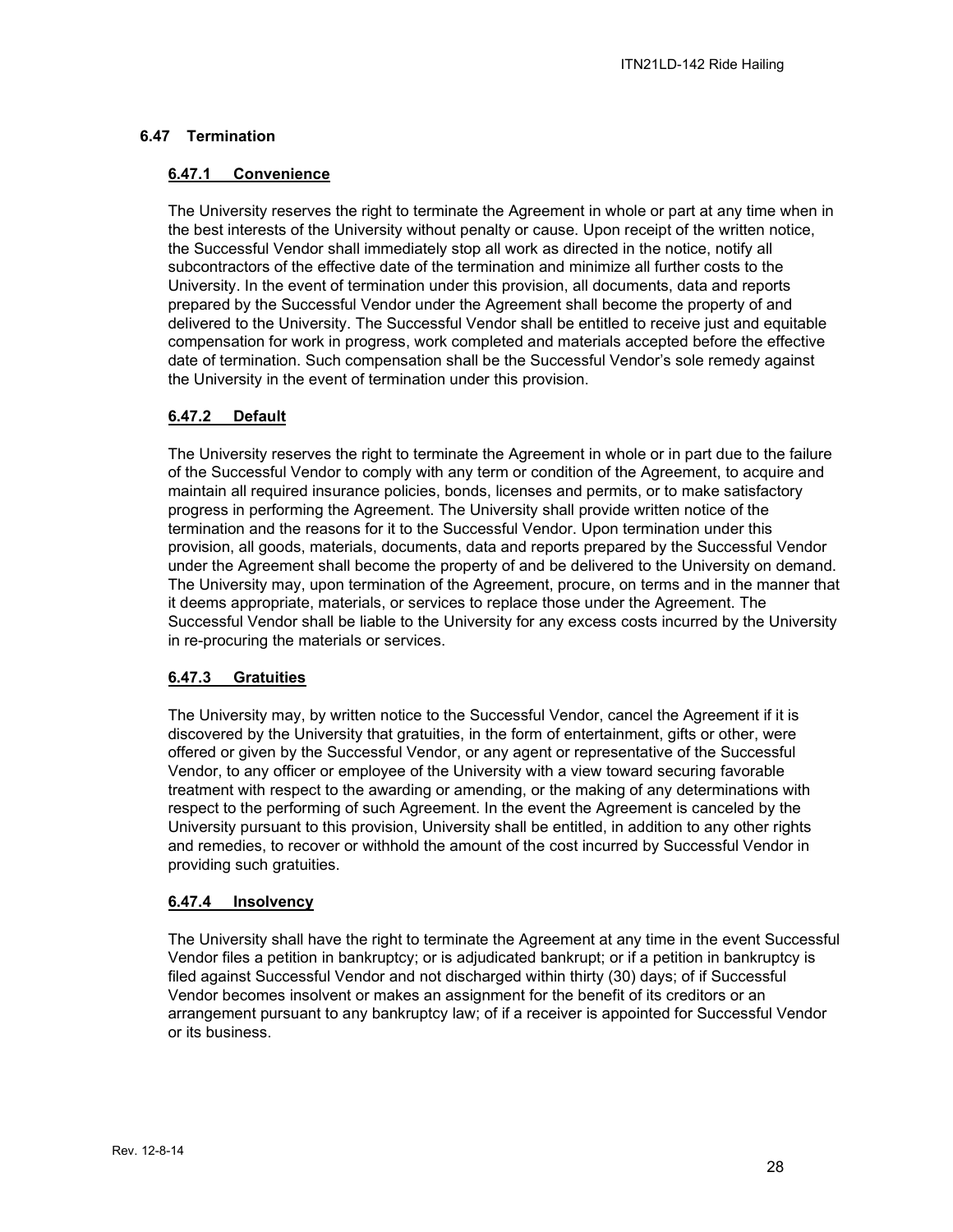### 6.47 Termination

#### 6.47.1 Convenience

The University reserves the right to terminate the Agreement in whole or part at any time when in the best interests of the University without penalty or cause. Upon receipt of the written notice, the Successful Vendor shall immediately stop all work as directed in the notice, notify all subcontractors of the effective date of the termination and minimize all further costs to the University. In the event of termination under this provision, all documents, data and reports prepared by the Successful Vendor under the Agreement shall become the property of and delivered to the University. The Successful Vendor shall be entitled to receive just and equitable compensation for work in progress, work completed and materials accepted before the effective date of termination. Such compensation shall be the Successful Vendor's sole remedy against the University in the event of termination under this provision.

#### 6.47.2 Default

The University reserves the right to terminate the Agreement in whole or in part due to the failure of the Successful Vendor to comply with any term or condition of the Agreement, to acquire and maintain all required insurance policies, bonds, licenses and permits, or to make satisfactory progress in performing the Agreement. The University shall provide written notice of the termination and the reasons for it to the Successful Vendor. Upon termination under this provision, all goods, materials, documents, data and reports prepared by the Successful Vendor under the Agreement shall become the property of and be delivered to the University on demand. The University may, upon termination of the Agreement, procure, on terms and in the manner that it deems appropriate, materials, or services to replace those under the Agreement. The Successful Vendor shall be liable to the University for any excess costs incurred by the University in re-procuring the materials or services.

#### 6.47.3 Gratuities

The University may, by written notice to the Successful Vendor, cancel the Agreement if it is discovered by the University that gratuities, in the form of entertainment, gifts or other, were offered or given by the Successful Vendor, or any agent or representative of the Successful Vendor, to any officer or employee of the University with a view toward securing favorable treatment with respect to the awarding or amending, or the making of any determinations with respect to the performing of such Agreement. In the event the Agreement is canceled by the University pursuant to this provision, University shall be entitled, in addition to any other rights and remedies, to recover or withhold the amount of the cost incurred by Successful Vendor in providing such gratuities.

#### 6.47.4 Insolvency

The University shall have the right to terminate the Agreement at any time in the event Successful Vendor files a petition in bankruptcy; or is adjudicated bankrupt; or if a petition in bankruptcy is filed against Successful Vendor and not discharged within thirty (30) days; of if Successful Vendor becomes insolvent or makes an assignment for the benefit of its creditors or an arrangement pursuant to any bankruptcy law; of if a receiver is appointed for Successful Vendor or its business.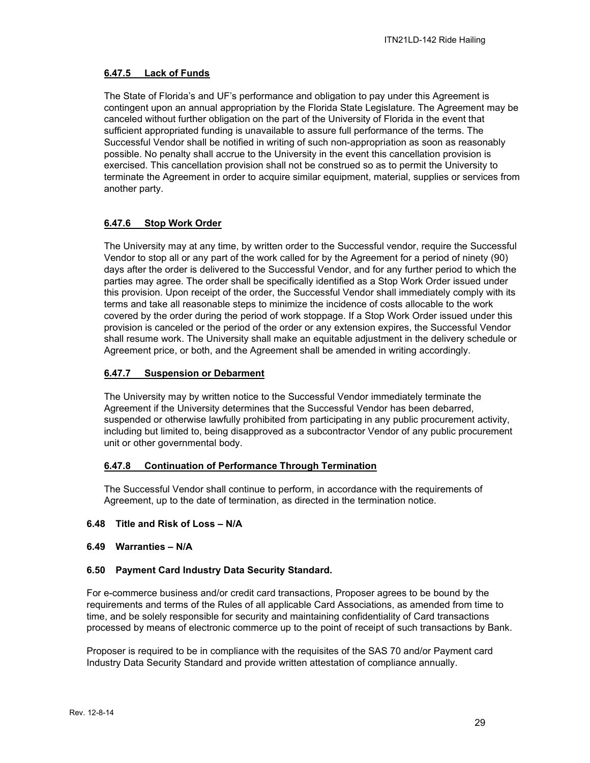#### **6.47.5 Lack of Funds**

The State of Florida's and UF's performance and obligation to pay under this Agreement is contingent upon an annual appropriation by the Florida State Legislature. The Agreement may be canceled without further obligation on the part of the University of Florida in the event that sufficient appropriated funding is unavailable to assure full performance of the terms. The Successful Vendor shall be notified in writing of such non-appropriation as soon as reasonably possible. No penalty shall accrue to the University in the event this cancellation provision is exercised. This cancellation provision shall not be construed so as to permit the University to terminate the Agreement in order to acquire similar equipment, material, supplies or services from another party.

#### **6.47.6 Stop Work Order**

The University may at any time, by written order to the Successful vendor, require the Successful Vendor to stop all or any part of the work called for by the Agreement for a period of ninety (90) days after the order is delivered to the Successful Vendor, and for any further period to which the parties may agree. The order shall be specifically identified as a Stop Work Order issued under this provision. Upon receipt of the order, the Successful Vendor shall immediately comply with its terms and take all reasonable steps to minimize the incidence of costs allocable to the work covered by the order during the period of work stoppage. If a Stop Work Order issued under this provision is canceled or the period of the order or any extension expires, the Successful Vendor shall resume work. The University shall make an equitable adjustment in the delivery schedule or Agreement price, or both, and the Agreement shall be amended in writing accordingly.

#### **6.47.7 Suspension or Debarment**

The University may by written notice to the Successful Vendor immediately terminate the Agreement if the University determines that the Successful Vendor has been debarred, suspended or otherwise lawfully prohibited from participating in any public procurement activity, including but limited to, being disapproved as a subcontractor Vendor of any public procurement unit or other governmental body.

#### **6.47.8 Continuation of Performance Through Termination**

The Successful Vendor shall continue to perform, in accordance with the requirements of Agreement, up to the date of termination, as directed in the termination notice.

### **6.48 Title and Risk of Loss – N/A**

### **6.49 Warranties – N/A**

### **6.50 Payment Card Industry Data Security Standard.**

For e-commerce business and/or credit card transactions, Proposer agrees to be bound by the requirements and terms of the Rules of all applicable Card Associations, as amended from time to time, and be solely responsible for security and maintaining confidentiality of Card transactions processed by means of electronic commerce up to the point of receipt of such transactions by Bank.

Proposer is required to be in compliance with the requisites of the SAS 70 and/or Payment card Industry Data Security Standard and provide written attestation of compliance annually.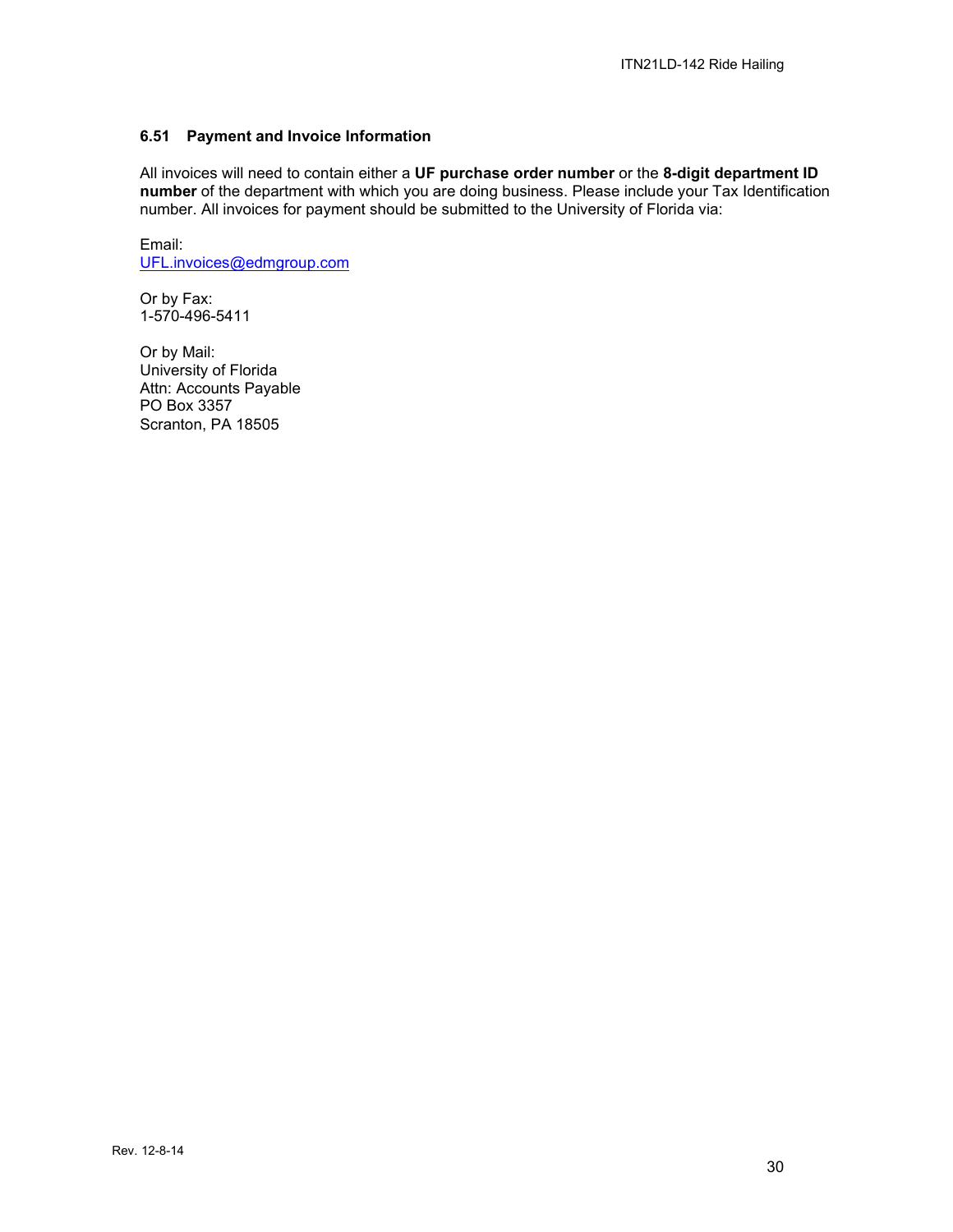### 6.51 Payment and Invoice Information

All invoices will need to contain either a **UF purchase order number** or the **8-digit department ID number** of the department with which you are doing business. Please include your Tax Identification number. All invoices for payment should be submitted to the University of Florida via:

Email:
UFL.invoices@edmgroup.com

Or by Fax:
1-570-496-5411

Or by Mail:
University of Florida
Attn: Accounts Payable
PO Box 3357
Scranton, PA 18505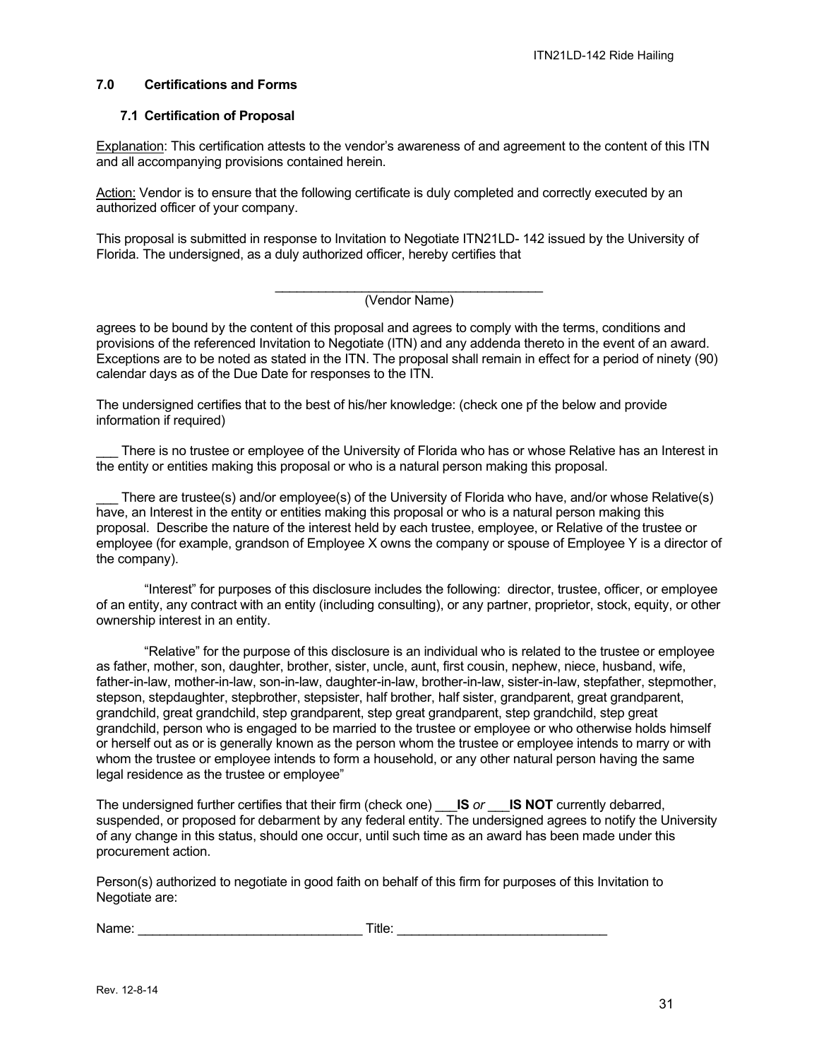## 7.0 Certifications and Forms

### 7.1 Certification of Proposal

Explanation: This certification attests to the vendor's awareness of and agreement to the content of this ITN and all accompanying provisions contained herein.

Action: Vendor is to ensure that the following certificate is duly completed and correctly executed by an authorized officer of your company.

This proposal is submitted in response to Invitation to Negotiate ITN21LD- 142 issued by the University of Florida. The undersigned, as a duly authorized officer, hereby certifies that

_______________________________________
(Vendor Name)

agrees to be bound by the content of this proposal and agrees to comply with the terms, conditions and provisions of the referenced Invitation to Negotiate (ITN) and any addenda thereto in the event of an award. Exceptions are to be noted as stated in the ITN. The proposal shall remain in effect for a period of ninety (90) calendar days as of the Due Date for responses to the ITN.

The undersigned certifies that to the best of his/her knowledge: (check one pf the below and provide information if required)

___ There is no trustee or employee of the University of Florida who has or whose Relative has an Interest in the entity or entities making this proposal or who is a natural person making this proposal.

___ There are trustee(s) and/or employee(s) of the University of Florida who have, and/or whose Relative(s) have, an Interest in the entity or entities making this proposal or who is a natural person making this proposal. Describe the nature of the interest held by each trustee, employee, or Relative of the trustee or employee (for example, grandson of Employee X owns the company or spouse of Employee Y is a director of the company).

"Interest" for purposes of this disclosure includes the following: director, trustee, officer, or employee of an entity, any contract with an entity (including consulting), or any partner, proprietor, stock, equity, or other ownership interest in an entity.

"Relative" for the purpose of this disclosure is an individual who is related to the trustee or employee as father, mother, son, daughter, brother, sister, uncle, aunt, first cousin, nephew, niece, husband, wife, father-in-law, mother-in-law, son-in-law, daughter-in-law, brother-in-law, sister-in-law, stepfather, stepmother, stepson, stepdaughter, stepbrother, stepsister, half brother, half sister, grandparent, great grandparent, grandchild, great grandchild, step grandparent, step great grandparent, step grandchild, step great grandchild, person who is engaged to be married to the trustee or employee or who otherwise holds himself or herself out as or is generally known as the person whom the trustee or employee intends to marry or with whom the trustee or employee intends to form a household, or any other natural person having the same legal residence as the trustee or employee"

The undersigned further certifies that their firm (check one) ___**IS** *or* ___**IS NOT** currently debarred, suspended, or proposed for debarment by any federal entity. The undersigned agrees to notify the University of any change in this status, should one occur, until such time as an award has been made under this procurement action.

Person(s) authorized to negotiate in good faith on behalf of this firm for purposes of this Invitation to Negotiate are:

Name: _______________________________ Title: _____________________________

Rev. 12-8-14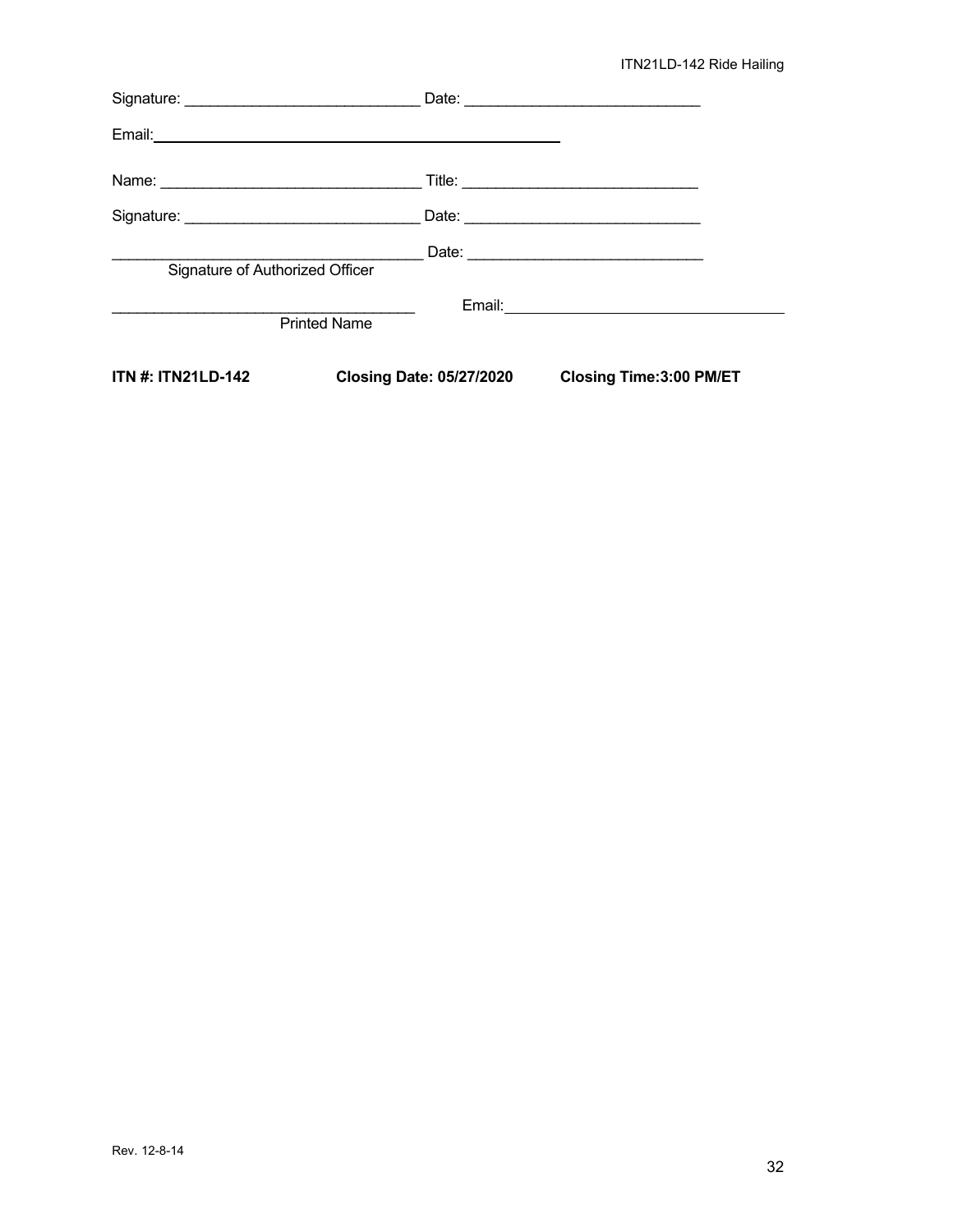Signature: ____________________________ Date: ____________________________

Email: ____________________________________________________

Name: _______________________________ Title: ____________________________

Signature: ____________________________ Date: ____________________________

_____________________________________ Date: ____________________________
Signature of Authorized Officer

_____________________________________ Email: ___________________________________
Printed Name

**ITN #: ITN21LD-142** **Closing Date: 05/27/2020** **Closing Time:3:00 PM/ET**

Rev. 12-8-14